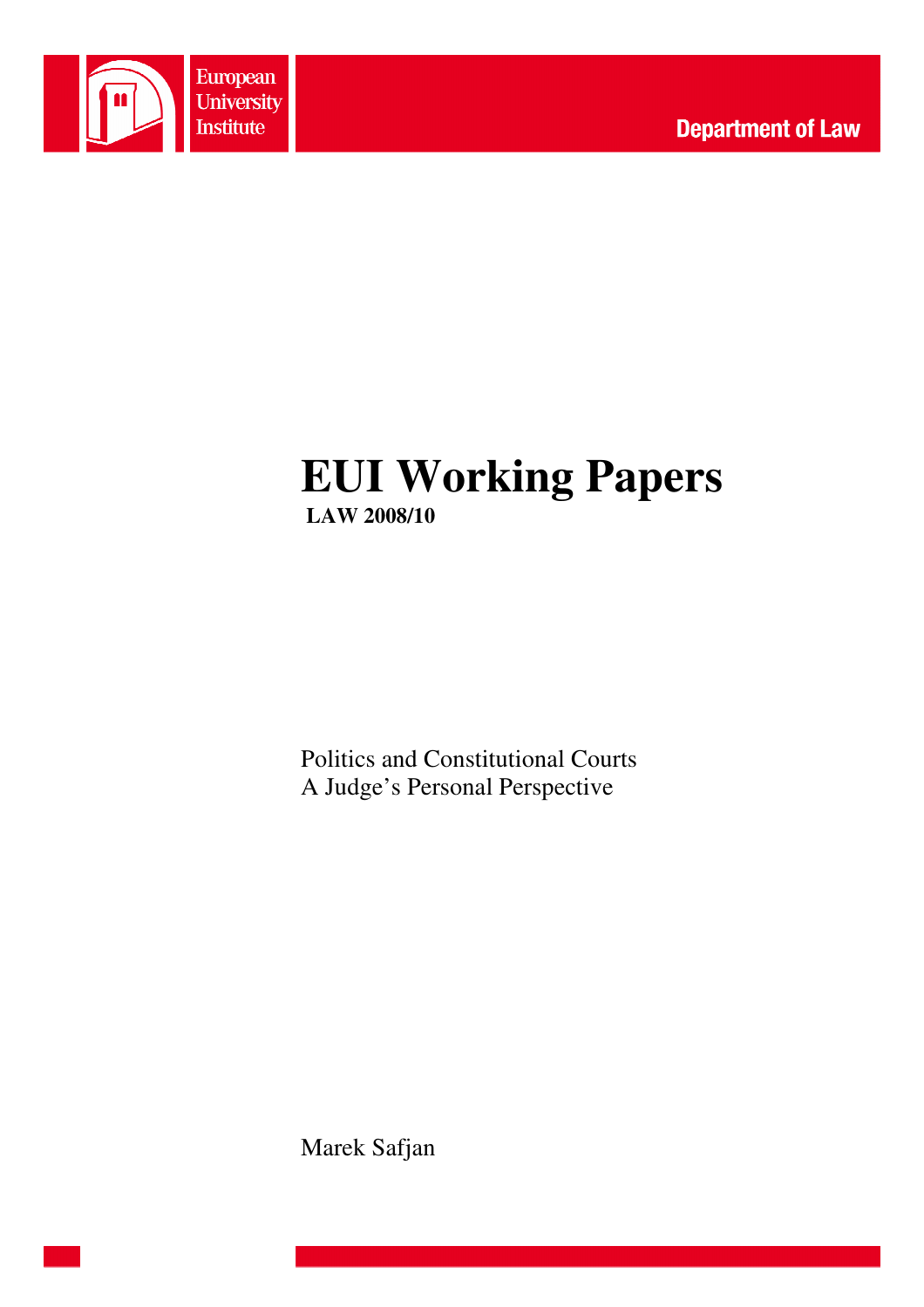European University Institute

Department of Law

# EUI Working Papers

**LAW 2008/10**

Politics and Constitutional Courts
A Judge's Personal Perspective

Marek Safjan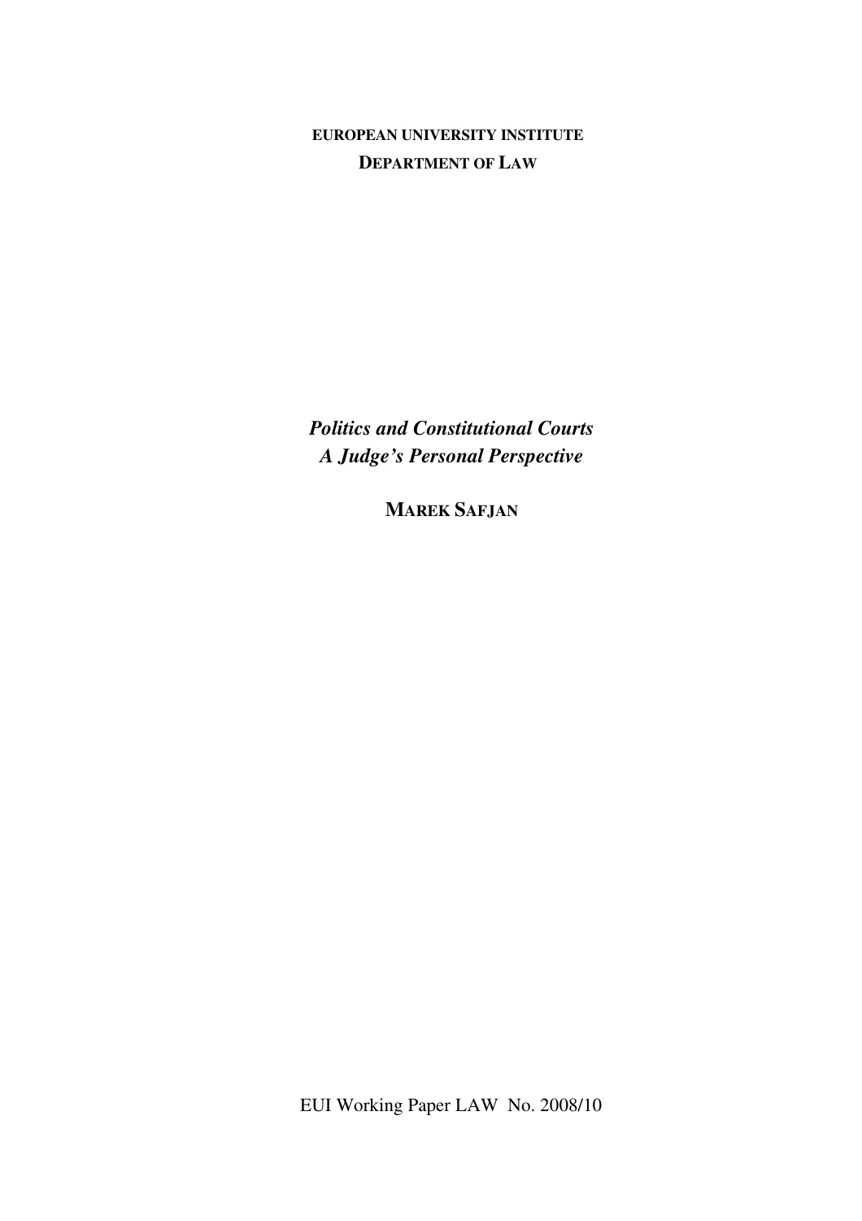**EUROPEAN UNIVERSITY INSTITUTE**
**DEPARTMENT OF LAW**

# *Politics and Constitutional Courts*
# *A Judge's Personal Perspective*

**MAREK SAFJAN**

EUI Working Paper LAW No. 2008/10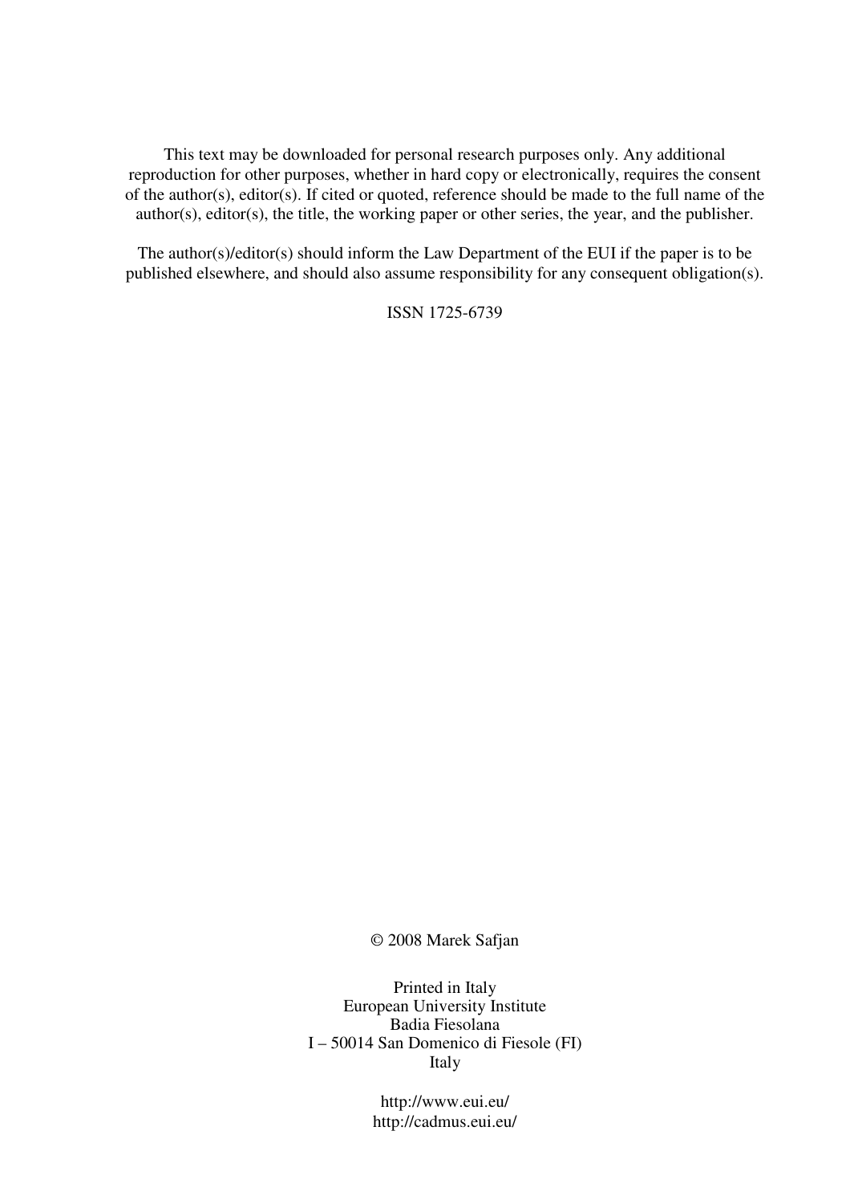This text may be downloaded for personal research purposes only. Any additional reproduction for other purposes, whether in hard copy or electronically, requires the consent of the author(s), editor(s). If cited or quoted, reference should be made to the full name of the author(s), editor(s), the title, the working paper or other series, the year, and the publisher.

The author(s)/editor(s) should inform the Law Department of the EUI if the paper is to be published elsewhere, and should also assume responsibility for any consequent obligation(s).

ISSN 1725-6739

© 2008 Marek Safjan

Printed in Italy
European University Institute
Badia Fiesolana
I – 50014 San Domenico di Fiesole (FI)
Italy

http://www.eui.eu/
http://cadmus.eui.eu/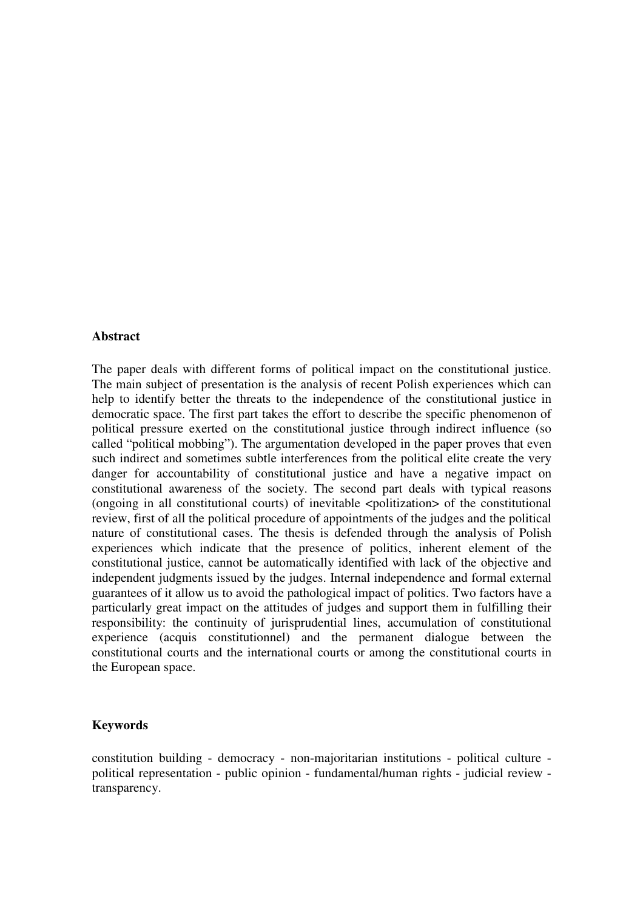## Abstract

The paper deals with different forms of political impact on the constitutional justice. The main subject of presentation is the analysis of recent Polish experiences which can help to identify better the threats to the independence of the constitutional justice in democratic space. The first part takes the effort to describe the specific phenomenon of political pressure exerted on the constitutional justice through indirect influence (so called "political mobbing"). The argumentation developed in the paper proves that even such indirect and sometimes subtle interferences from the political elite create the very danger for accountability of constitutional justice and have a negative impact on constitutional awareness of the society. The second part deals with typical reasons (ongoing in all constitutional courts) of inevitable <politization> of the constitutional review, first of all the political procedure of appointments of the judges and the political nature of constitutional cases. The thesis is defended through the analysis of Polish experiences which indicate that the presence of politics, inherent element of the constitutional justice, cannot be automatically identified with lack of the objective and independent judgments issued by the judges. Internal independence and formal external guarantees of it allow us to avoid the pathological impact of politics. Two factors have a particularly great impact on the attitudes of judges and support them in fulfilling their responsibility: the continuity of jurisprudential lines, accumulation of constitutional experience (acquis constitutionnel) and the permanent dialogue between the constitutional courts and the international courts or among the constitutional courts in the European space.

## Keywords

constitution building - democracy - non-majoritarian institutions - political culture - political representation - public opinion - fundamental/human rights - judicial review - transparency.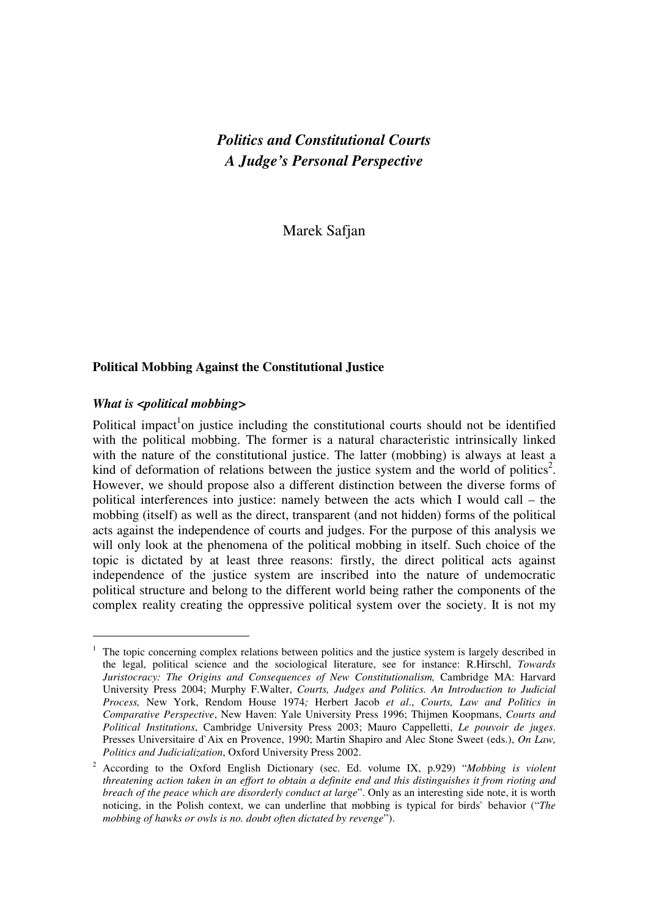# *Politics and Constitutional Courts*
# *A Judge's Personal Perspective*

Marek Safjan

## Political Mobbing Against the Constitutional Justice

### *What is <political mobbing>*

Political impact[1]on justice including the constitutional courts should not be identified with the political mobbing. The former is a natural characteristic intrinsically linked with the nature of the constitutional justice. The latter (mobbing) is always at least a kind of deformation of relations between the justice system and the world of politics[2]. However, we should propose also a different distinction between the diverse forms of political interferences into justice: namely between the acts which I would call – the mobbing (itself) as well as the direct, transparent (and not hidden) forms of the political acts against the independence of courts and judges. For the purpose of this analysis we will only look at the phenomena of the political mobbing in itself. Such choice of the topic is dictated by at least three reasons: firstly, the direct political acts against independence of the justice system are inscribed into the nature of undemocratic political structure and belong to the different world being rather the components of the complex reality creating the oppressive political system over the society. It is not my

---

[1] The topic concerning complex relations between politics and the justice system is largely described in the legal, political science and the sociological literature, see for instance: R.Hirschl, *Towards Juristocracy: The Origins and Consequences of New Constitutionalism,* Cambridge MA: Harvard University Press 2004; Murphy F.Walter, *Courts, Judges and Politics. An Introduction to Judicial Process,* New York, Rendom House 1974*;* Herbert Jacob *et al*., *Courts, Law and Politics in Comparative Perspective*, New Haven: Yale University Press 1996; Thijmen Koopmans, *Courts and Political Institutions*, Cambridge University Press 2003; Mauro Cappelletti, *Le pouvoir de juges*. Presses Universitaire d`Aix en Provence, 1990; Martin Shapiro and Alec Stone Sweet (eds.), *On Law, Politics and Judicialization*, Oxford University Press 2002.

[2] According to the Oxford English Dictionary (sec. Ed. volume IX, p.929) "*Mobbing is violent threatening action taken in an effort to obtain a definite end and this distinguishes it from rioting and breach of the peace which are disorderly conduct at large*". Only as an interesting side note, it is worth noticing, in the Polish context, we can underline that mobbing is typical for birds` behavior ("*The mobbing of hawks or owls is no. doubt often dictated by revenge*").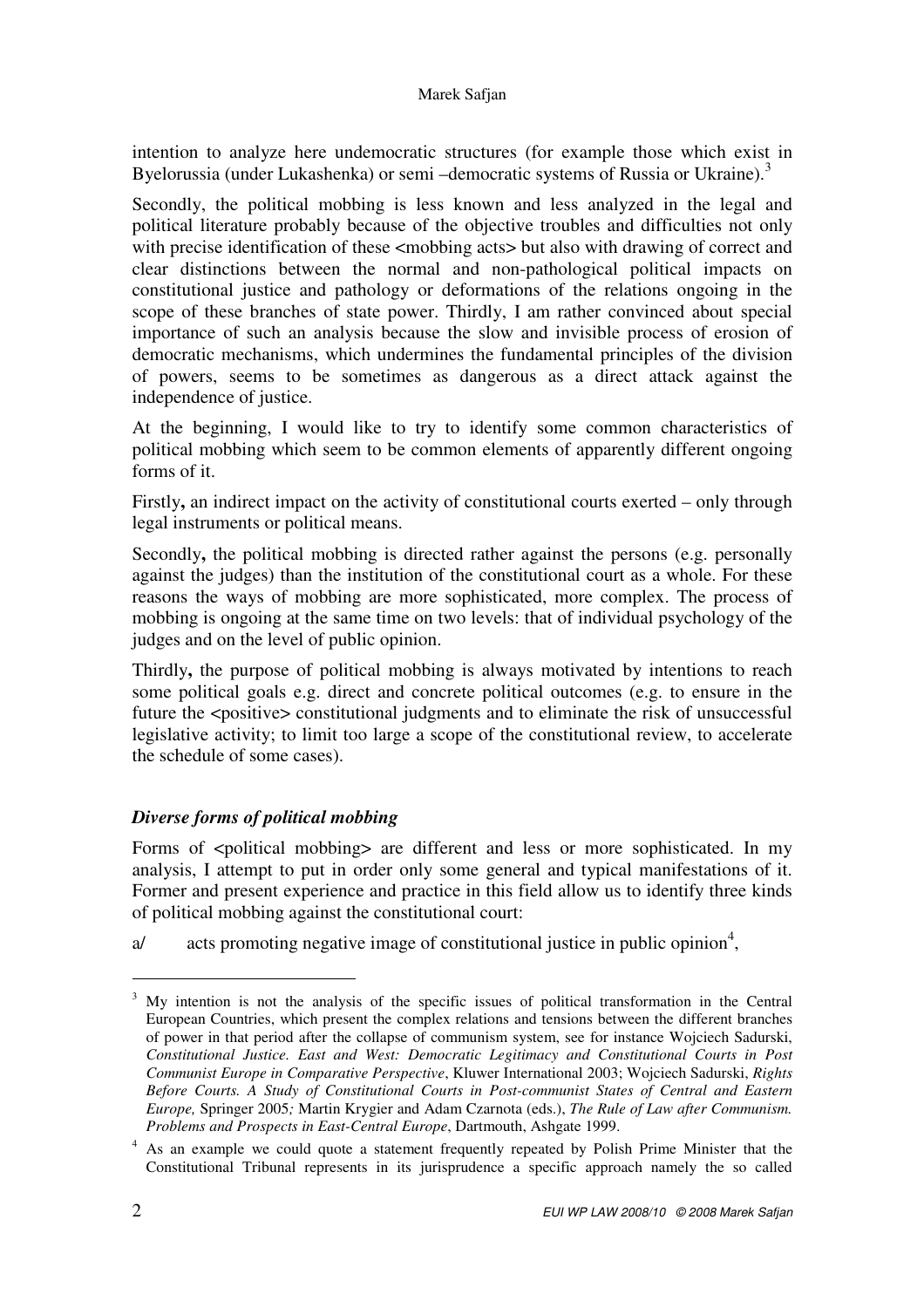intention to analyze here undemocratic structures (for example those which exist in Byelorussia (under Lukashenka) or semi –democratic systems of Russia or Ukraine).[3]

Secondly, the political mobbing is less known and less analyzed in the legal and political literature probably because of the objective troubles and difficulties not only with precise identification of these <mobbing acts> but also with drawing of correct and clear distinctions between the normal and non-pathological political impacts on constitutional justice and pathology or deformations of the relations ongoing in the scope of these branches of state power. Thirdly, I am rather convinced about special importance of such an analysis because the slow and invisible process of erosion of democratic mechanisms, which undermines the fundamental principles of the division of powers, seems to be sometimes as dangerous as a direct attack against the independence of justice.

At the beginning, I would like to try to identify some common characteristics of political mobbing which seem to be common elements of apparently different ongoing forms of it.

Firstly**,** an indirect impact on the activity of constitutional courts exerted – only through legal instruments or political means.

Secondly**,** the political mobbing is directed rather against the persons (e.g. personally against the judges) than the institution of the constitutional court as a whole. For these reasons the ways of mobbing are more sophisticated, more complex. The process of mobbing is ongoing at the same time on two levels: that of individual psychology of the judges and on the level of public opinion.

Thirdly**,** the purpose of political mobbing is always motivated by intentions to reach some political goals e.g. direct and concrete political outcomes (e.g. to ensure in the future the <positive> constitutional judgments and to eliminate the risk of unsuccessful legislative activity; to limit too large a scope of the constitutional review, to accelerate the schedule of some cases).

### *Diverse forms of political mobbing*

Forms of <political mobbing> are different and less or more sophisticated. In my analysis, I attempt to put in order only some general and typical manifestations of it. Former and present experience and practice in this field allow us to identify three kinds of political mobbing against the constitutional court:

a/ acts promoting negative image of constitutional justice in public opinion[4],

---

[3] My intention is not the analysis of the specific issues of political transformation in the Central European Countries, which present the complex relations and tensions between the different branches of power in that period after the collapse of communism system, see for instance Wojciech Sadurski, *Constitutional Justice. East and West: Democratic Legitimacy and Constitutional Courts in Post Communist Europe in Comparative Perspective*, Kluwer International 2003; Wojciech Sadurski, *Rights Before Courts. A Study of Constitutional Courts in Post-communist States of Central and Eastern Europe,* Springer 2005*;* Martin Krygier and Adam Czarnota (eds.), *The Rule of Law after Communism. Problems and Prospects in East-Central Europe*, Dartmouth, Ashgate 1999.

[4] As an example we could quote a statement frequently repeated by Polish Prime Minister that the Constitutional Tribunal represents in its jurisprudence a specific approach namely the so called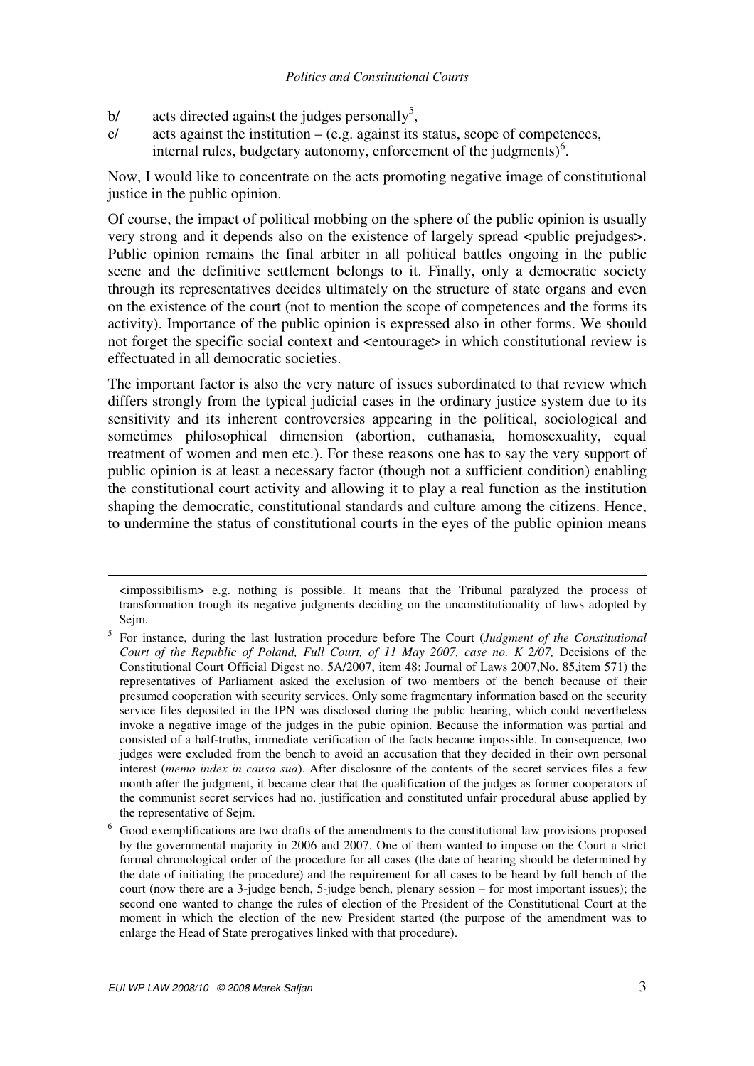b/ acts directed against the judges personally[5],

c/ acts against the institution – (e.g. against its status, scope of competences, internal rules, budgetary autonomy, enforcement of the judgments)[6].

Now, I would like to concentrate on the acts promoting negative image of constitutional justice in the public opinion.

Of course, the impact of political mobbing on the sphere of the public opinion is usually very strong and it depends also on the existence of largely spread <public prejudges>. Public opinion remains the final arbiter in all political battles ongoing in the public scene and the definitive settlement belongs to it. Finally, only a democratic society through its representatives decides ultimately on the structure of state organs and even on the existence of the court (not to mention the scope of competences and the forms its activity). Importance of the public opinion is expressed also in other forms. We should not forget the specific social context and <entourage> in which constitutional review is effectuated in all democratic societies.

The important factor is also the very nature of issues subordinated to that review which differs strongly from the typical judicial cases in the ordinary justice system due to its sensitivity and its inherent controversies appearing in the political, sociological and sometimes philosophical dimension (abortion, euthanasia, homosexuality, equal treatment of women and men etc.). For these reasons one has to say the very support of public opinion is at least a necessary factor (though not a sufficient condition) enabling the constitutional court activity and allowing it to play a real function as the institution shaping the democratic, constitutional standards and culture among the citizens. Hence, to undermine the status of constitutional courts in the eyes of the public opinion means

---

<impossibilism> e.g. nothing is possible. It means that the Tribunal paralyzed the process of transformation trough its negative judgments deciding on the unconstitutionality of laws adopted by Sejm.

[5] For instance, during the last lustration procedure before The Court (*Judgment of the Constitutional Court of the Republic of Poland, Full Court, of 11 May 2007, case no. K 2/07,* Decisions of the Constitutional Court Official Digest no. 5A/2007, item 48; Journal of Laws 2007,No. 85,item 571) the representatives of Parliament asked the exclusion of two members of the bench because of their presumed cooperation with security services. Only some fragmentary information based on the security service files deposited in the IPN was disclosed during the public hearing, which could nevertheless invoke a negative image of the judges in the pubic opinion. Because the information was partial and consisted of a half-truths, immediate verification of the facts became impossible. In consequence, two judges were excluded from the bench to avoid an accusation that they decided in their own personal interest (*memo index in causa sua*). After disclosure of the contents of the secret services files a few month after the judgment, it became clear that the qualification of the judges as former cooperators of the communist secret services had no. justification and constituted unfair procedural abuse applied by the representative of Sejm.

[6] Good exemplifications are two drafts of the amendments to the constitutional law provisions proposed by the governmental majority in 2006 and 2007. One of them wanted to impose on the Court a strict formal chronological order of the procedure for all cases (the date of hearing should be determined by the date of initiating the procedure) and the requirement for all cases to be heard by full bench of the court (now there are a 3-judge bench, 5-judge bench, plenary session – for most important issues); the second one wanted to change the rules of election of the President of the Constitutional Court at the moment in which the election of the new President started (the purpose of the amendment was to enlarge the Head of State prerogatives linked with that procedure).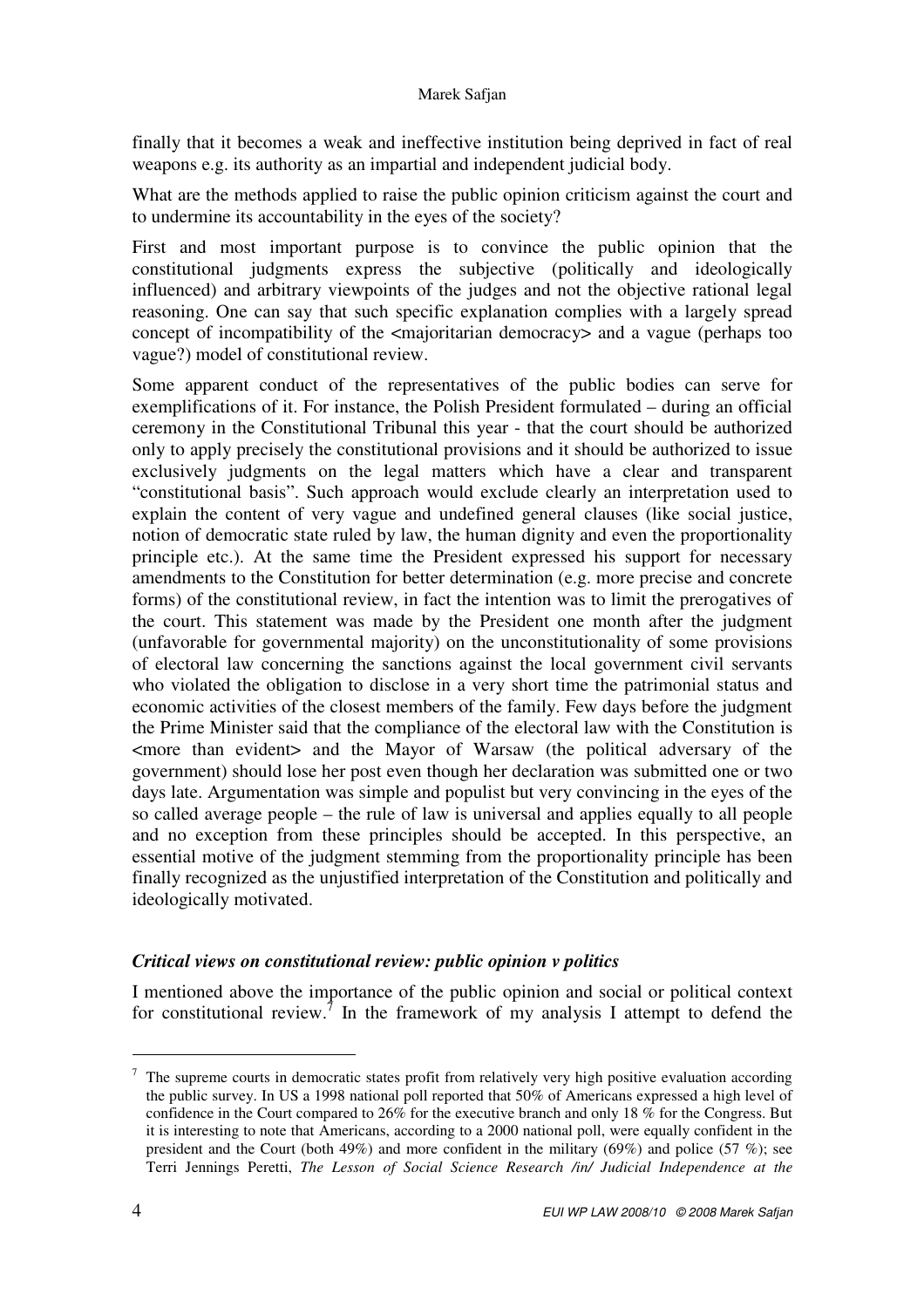finally that it becomes a weak and ineffective institution being deprived in fact of real weapons e.g. its authority as an impartial and independent judicial body.

What are the methods applied to raise the public opinion criticism against the court and to undermine its accountability in the eyes of the society?

First and most important purpose is to convince the public opinion that the constitutional judgments express the subjective (politically and ideologically influenced) and arbitrary viewpoints of the judges and not the objective rational legal reasoning. One can say that such specific explanation complies with a largely spread concept of incompatibility of the <majoritarian democracy> and a vague (perhaps too vague?) model of constitutional review.

Some apparent conduct of the representatives of the public bodies can serve for exemplifications of it. For instance, the Polish President formulated – during an official ceremony in the Constitutional Tribunal this year - that the court should be authorized only to apply precisely the constitutional provisions and it should be authorized to issue exclusively judgments on the legal matters which have a clear and transparent "constitutional basis". Such approach would exclude clearly an interpretation used to explain the content of very vague and undefined general clauses (like social justice, notion of democratic state ruled by law, the human dignity and even the proportionality principle etc.). At the same time the President expressed his support for necessary amendments to the Constitution for better determination (e.g. more precise and concrete forms) of the constitutional review, in fact the intention was to limit the prerogatives of the court. This statement was made by the President one month after the judgment (unfavorable for governmental majority) on the unconstitutionality of some provisions of electoral law concerning the sanctions against the local government civil servants who violated the obligation to disclose in a very short time the patrimonial status and economic activities of the closest members of the family. Few days before the judgment the Prime Minister said that the compliance of the electoral law with the Constitution is <more than evident> and the Mayor of Warsaw (the political adversary of the government) should lose her post even though her declaration was submitted one or two days late. Argumentation was simple and populist but very convincing in the eyes of the so called average people – the rule of law is universal and applies equally to all people and no exception from these principles should be accepted. In this perspective, an essential motive of the judgment stemming from the proportionality principle has been finally recognized as the unjustified interpretation of the Constitution and politically and ideologically motivated.

### *Critical views on constitutional review: public opinion v politics*

I mentioned above the importance of the public opinion and social or political context for constitutional review.[7] In the framework of my analysis I attempt to defend the

---

[7] The supreme courts in democratic states profit from relatively very high positive evaluation according the public survey. In US a 1998 national poll reported that 50% of Americans expressed a high level of confidence in the Court compared to 26% for the executive branch and only 18 % for the Congress. But it is interesting to note that Americans, according to a 2000 national poll, were equally confident in the president and the Court (both 49%) and more confident in the military (69%) and police (57 %); see Terri Jennings Peretti, *The Lesson of Social Science Research /in/ Judicial Independence at the*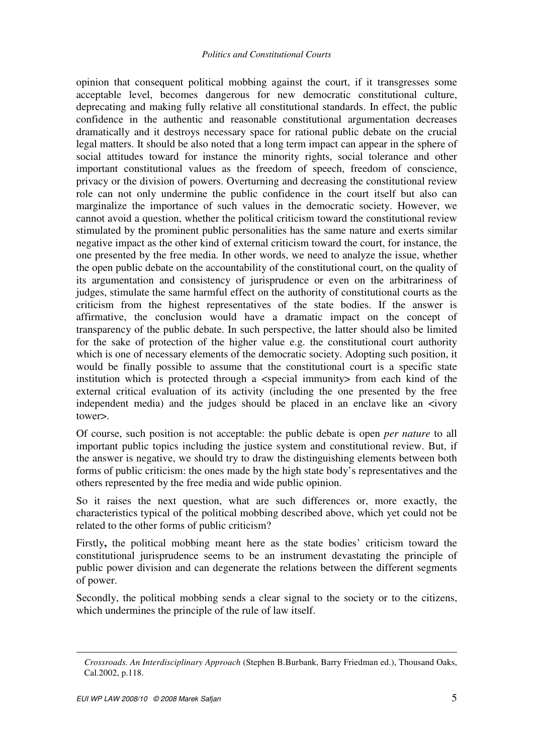opinion that consequent political mobbing against the court, if it transgresses some acceptable level, becomes dangerous for new democratic constitutional culture, deprecating and making fully relative all constitutional standards. In effect, the public confidence in the authentic and reasonable constitutional argumentation decreases dramatically and it destroys necessary space for rational public debate on the crucial legal matters. It should be also noted that a long term impact can appear in the sphere of social attitudes toward for instance the minority rights, social tolerance and other important constitutional values as the freedom of speech, freedom of conscience, privacy or the division of powers. Overturning and decreasing the constitutional review role can not only undermine the public confidence in the court itself but also can marginalize the importance of such values in the democratic society. However, we cannot avoid a question, whether the political criticism toward the constitutional review stimulated by the prominent public personalities has the same nature and exerts similar negative impact as the other kind of external criticism toward the court, for instance, the one presented by the free media. In other words, we need to analyze the issue, whether the open public debate on the accountability of the constitutional court, on the quality of its argumentation and consistency of jurisprudence or even on the arbitrariness of judges, stimulate the same harmful effect on the authority of constitutional courts as the criticism from the highest representatives of the state bodies. If the answer is affirmative, the conclusion would have a dramatic impact on the concept of transparency of the public debate. In such perspective, the latter should also be limited for the sake of protection of the higher value e.g. the constitutional court authority which is one of necessary elements of the democratic society. Adopting such position, it would be finally possible to assume that the constitutional court is a specific state institution which is protected through a <special immunity> from each kind of the external critical evaluation of its activity (including the one presented by the free independent media) and the judges should be placed in an enclave like an <ivory tower>.

Of course, such position is not acceptable: the public debate is open *per nature* to all important public topics including the justice system and constitutional review. But, if the answer is negative, we should try to draw the distinguishing elements between both forms of public criticism: the ones made by the high state body's representatives and the others represented by the free media and wide public opinion.

So it raises the next question, what are such differences or, more exactly, the characteristics typical of the political mobbing described above, which yet could not be related to the other forms of public criticism?

Firstly**,** the political mobbing meant here as the state bodies' criticism toward the constitutional jurisprudence seems to be an instrument devastating the principle of public power division and can degenerate the relations between the different segments of power.

Secondly, the political mobbing sends a clear signal to the society or to the citizens, which undermines the principle of the rule of law itself.

---

*Crossroads. An Interdisciplinary Approach* (Stephen B.Burbank, Barry Friedman ed.), Thousand Oaks, Cal.2002, p.118.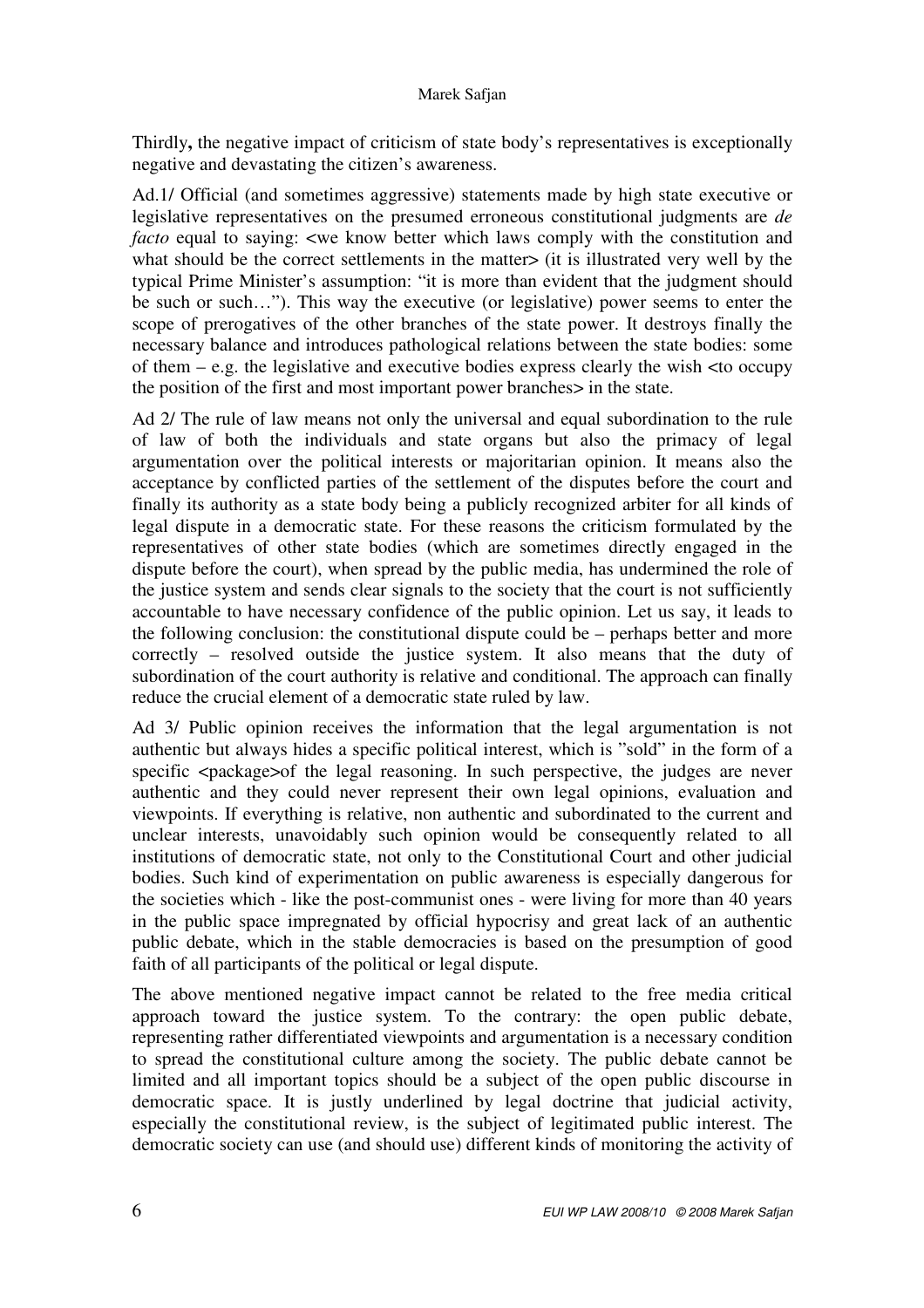Thirdly**,** the negative impact of criticism of state body's representatives is exceptionally negative and devastating the citizen's awareness.

Ad.1/ Official (and sometimes aggressive) statements made by high state executive or legislative representatives on the presumed erroneous constitutional judgments are *de facto* equal to saying: <we know better which laws comply with the constitution and what should be the correct settlements in the matter> (it is illustrated very well by the typical Prime Minister's assumption: "it is more than evident that the judgment should be such or such…"). This way the executive (or legislative) power seems to enter the scope of prerogatives of the other branches of the state power. It destroys finally the necessary balance and introduces pathological relations between the state bodies: some of them – e.g. the legislative and executive bodies express clearly the wish <to occupy the position of the first and most important power branches> in the state.

Ad 2/ The rule of law means not only the universal and equal subordination to the rule of law of both the individuals and state organs but also the primacy of legal argumentation over the political interests or majoritarian opinion. It means also the acceptance by conflicted parties of the settlement of the disputes before the court and finally its authority as a state body being a publicly recognized arbiter for all kinds of legal dispute in a democratic state. For these reasons the criticism formulated by the representatives of other state bodies (which are sometimes directly engaged in the dispute before the court), when spread by the public media, has undermined the role of the justice system and sends clear signals to the society that the court is not sufficiently accountable to have necessary confidence of the public opinion. Let us say, it leads to the following conclusion: the constitutional dispute could be – perhaps better and more correctly – resolved outside the justice system. It also means that the duty of subordination of the court authority is relative and conditional. The approach can finally reduce the crucial element of a democratic state ruled by law.

Ad 3/ Public opinion receives the information that the legal argumentation is not authentic but always hides a specific political interest, which is "sold" in the form of a specific <package>of the legal reasoning. In such perspective, the judges are never authentic and they could never represent their own legal opinions, evaluation and viewpoints. If everything is relative, non authentic and subordinated to the current and unclear interests, unavoidably such opinion would be consequently related to all institutions of democratic state, not only to the Constitutional Court and other judicial bodies. Such kind of experimentation on public awareness is especially dangerous for the societies which - like the post-communist ones - were living for more than 40 years in the public space impregnated by official hypocrisy and great lack of an authentic public debate, which in the stable democracies is based on the presumption of good faith of all participants of the political or legal dispute.

The above mentioned negative impact cannot be related to the free media critical approach toward the justice system. To the contrary: the open public debate, representing rather differentiated viewpoints and argumentation is a necessary condition to spread the constitutional culture among the society. The public debate cannot be limited and all important topics should be a subject of the open public discourse in democratic space. It is justly underlined by legal doctrine that judicial activity, especially the constitutional review, is the subject of legitimated public interest. The democratic society can use (and should use) different kinds of monitoring the activity of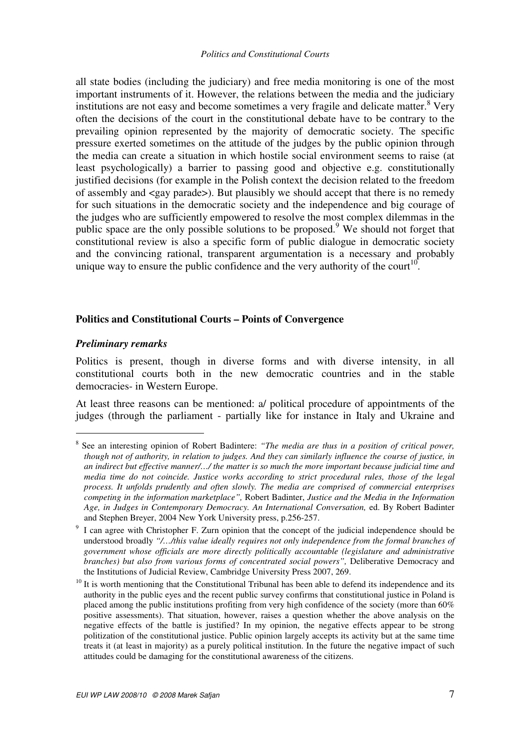all state bodies (including the judiciary) and free media monitoring is one of the most important instruments of it. However, the relations between the media and the judiciary institutions are not easy and become sometimes a very fragile and delicate matter.[8] Very often the decisions of the court in the constitutional debate have to be contrary to the prevailing opinion represented by the majority of democratic society. The specific pressure exerted sometimes on the attitude of the judges by the public opinion through the media can create a situation in which hostile social environment seems to raise (at least psychologically) a barrier to passing good and objective e.g. constitutionally justified decisions (for example in the Polish context the decision related to the freedom of assembly and <gay parade>). But plausibly we should accept that there is no remedy for such situations in the democratic society and the independence and big courage of the judges who are sufficiently empowered to resolve the most complex dilemmas in the public space are the only possible solutions to be proposed.[9] We should not forget that constitutional review is also a specific form of public dialogue in democratic society and the convincing rational, transparent argumentation is a necessary and probably unique way to ensure the public confidence and the very authority of the court[10].

## Politics and Constitutional Courts – Points of Convergence

### *Preliminary remarks*

Politics is present, though in diverse forms and with diverse intensity, in all constitutional courts both in the new democratic countries and in the stable democracies- in Western Europe.

At least three reasons can be mentioned: a/ political procedure of appointments of the judges (through the parliament - partially like for instance in Italy and Ukraine and

---

[8] See an interesting opinion of Robert Badintere: *"The media are thus in a position of critical power, though not of authority, in relation to judges. And they can similarly influence the course of justice, in an indirect but effective manner/…/ the matter is so much the more important because judicial time and media time do not coincide. Justice works according to strict procedural rules, those of the legal process. It unfolds prudently and often slowly. The media are comprised of commercial enterprises competing in the information marketplace",* Robert Badinter, *Justice and the Media in the Information Age, in Judges in Contemporary Democracy. An International Conversation,* ed. By Robert Badinter and Stephen Breyer, 2004 New York University press, p.256-257.

[9] I can agree with Christopher F. Zurn opinion that the concept of the judicial independence should be understood broadly *"/…/this value ideally requires not only independence from the formal branches of government whose officials are more directly politically accountable (legislature and administrative branches) but also from various forms of concentrated social powers",* Deliberative Democracy and the Institutions of Judicial Review, Cambridge University Press 2007, 269.

[10] It is worth mentioning that the Constitutional Tribunal has been able to defend its independence and its authority in the public eyes and the recent public survey confirms that constitutional justice in Poland is placed among the public institutions profiting from very high confidence of the society (more than 60% positive assessments). That situation, however, raises a question whether the above analysis on the negative effects of the battle is justified? In my opinion, the negative effects appear to be strong politization of the constitutional justice. Public opinion largely accepts its activity but at the same time treats it (at least in majority) as a purely political institution. In the future the negative impact of such attitudes could be damaging for the constitutional awareness of the citizens.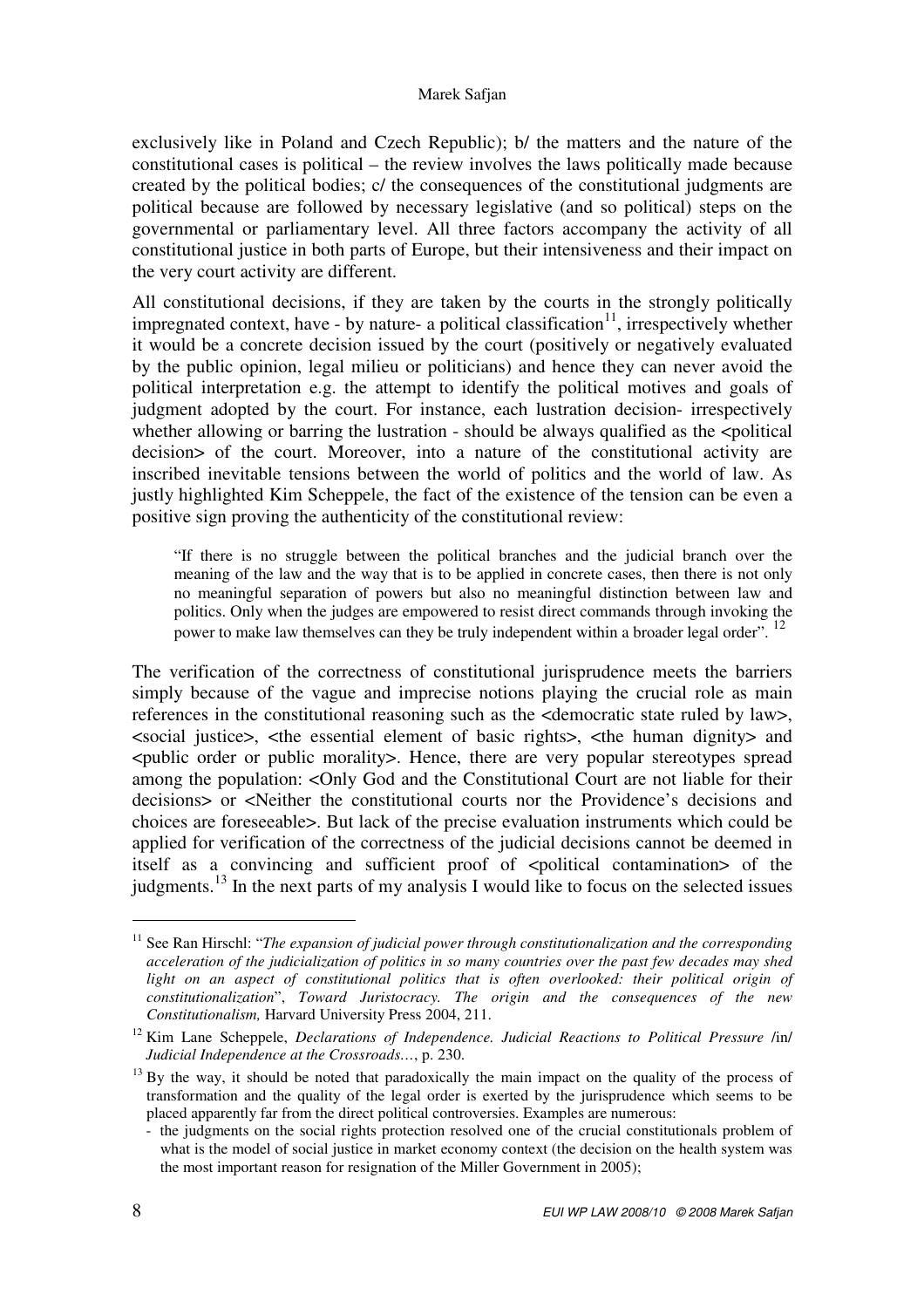exclusively like in Poland and Czech Republic); b/ the matters and the nature of the constitutional cases is political – the review involves the laws politically made because created by the political bodies; c/ the consequences of the constitutional judgments are political because are followed by necessary legislative (and so political) steps on the governmental or parliamentary level. All three factors accompany the activity of all constitutional justice in both parts of Europe, but their intensiveness and their impact on the very court activity are different.

All constitutional decisions, if they are taken by the courts in the strongly politically impregnated context, have - by nature- a political classification[11], irrespectively whether it would be a concrete decision issued by the court (positively or negatively evaluated by the public opinion, legal milieu or politicians) and hence they can never avoid the political interpretation e.g. the attempt to identify the political motives and goals of judgment adopted by the court. For instance, each lustration decision- irrespectively whether allowing or barring the lustration - should be always qualified as the <political decision> of the court. Moreover, into a nature of the constitutional activity are inscribed inevitable tensions between the world of politics and the world of law. As justly highlighted Kim Scheppele, the fact of the existence of the tension can be even a positive sign proving the authenticity of the constitutional review:

> "If there is no struggle between the political branches and the judicial branch over the meaning of the law and the way that is to be applied in concrete cases, then there is not only no meaningful separation of powers but also no meaningful distinction between law and politics. Only when the judges are empowered to resist direct commands through invoking the power to make law themselves can they be truly independent within a broader legal order". [12]

The verification of the correctness of constitutional jurisprudence meets the barriers simply because of the vague and imprecise notions playing the crucial role as main references in the constitutional reasoning such as the <democratic state ruled by law>, <social justice>, <the essential element of basic rights>, <the human dignity> and <public order or public morality>. Hence, there are very popular stereotypes spread among the population: <Only God and the Constitutional Court are not liable for their decisions> or <Neither the constitutional courts nor the Providence's decisions and choices are foreseeable>. But lack of the precise evaluation instruments which could be applied for verification of the correctness of the judicial decisions cannot be deemed in itself as a convincing and sufficient proof of <political contamination> of the judgments.[13] In the next parts of my analysis I would like to focus on the selected issues

---

[11] See Ran Hirschl: "*The expansion of judicial power through constitutionalization and the corresponding acceleration of the judicialization of politics in so many countries over the past few decades may shed light on an aspect of constitutional politics that is often overlooked: their political origin of constitutionalization*", *Toward Juristocracy. The origin and the consequences of the new Constitutionalism,* Harvard University Press 2004, 211.

[12] Kim Lane Scheppele, *Declarations of Independence. Judicial Reactions to Political Pressure* /in/ *Judicial Independence at the Crossroads…*, p. 230.

[13] By the way, it should be noted that paradoxically the main impact on the quality of the process of transformation and the quality of the legal order is exerted by the jurisprudence which seems to be placed apparently far from the direct political controversies. Examples are numerous:

- the judgments on the social rights protection resolved one of the crucial constitutionals problem of what is the model of social justice in market economy context (the decision on the health system was the most important reason for resignation of the Miller Government in 2005);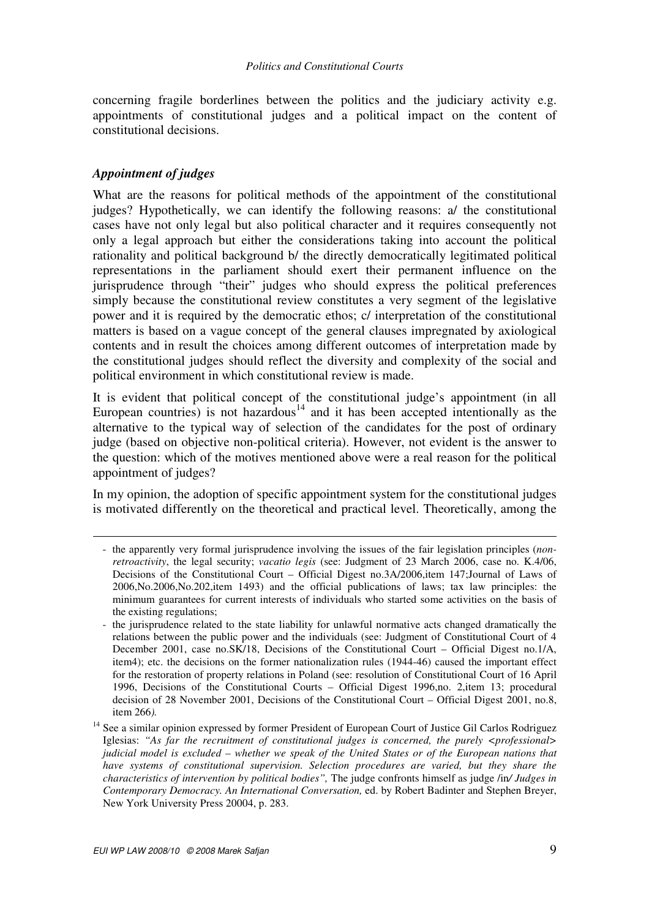concerning fragile borderlines between the politics and the judiciary activity e.g. appointments of constitutional judges and a political impact on the content of constitutional decisions.

### *Appointment of judges*

What are the reasons for political methods of the appointment of the constitutional judges? Hypothetically, we can identify the following reasons: a/ the constitutional cases have not only legal but also political character and it requires consequently not only a legal approach but either the considerations taking into account the political rationality and political background b/ the directly democratically legitimated political representations in the parliament should exert their permanent influence on the jurisprudence through "their" judges who should express the political preferences simply because the constitutional review constitutes a very segment of the legislative power and it is required by the democratic ethos; c/ interpretation of the constitutional matters is based on a vague concept of the general clauses impregnated by axiological contents and in result the choices among different outcomes of interpretation made by the constitutional judges should reflect the diversity and complexity of the social and political environment in which constitutional review is made.

It is evident that political concept of the constitutional judge's appointment (in all European countries) is not hazardous[14] and it has been accepted intentionally as the alternative to the typical way of selection of the candidates for the post of ordinary judge (based on objective non-political criteria). However, not evident is the answer to the question: which of the motives mentioned above were a real reason for the political appointment of judges?

In my opinion, the adoption of specific appointment system for the constitutional judges is motivated differently on the theoretical and practical level. Theoretically, among the

---

- the apparently very formal jurisprudence involving the issues of the fair legislation principles (*non-retroactivity*, the legal security; *vacatio legis* (see: Judgment of 23 March 2006, case no. K.4/06, Decisions of the Constitutional Court – Official Digest no.3A/2006,item 147;Journal of Laws of 2006,No.2006,No.202,item 1493) and the official publications of laws; tax law principles: the minimum guarantees for current interests of individuals who started some activities on the basis of the existing regulations;
- the jurisprudence related to the state liability for unlawful normative acts changed dramatically the relations between the public power and the individuals (see: Judgment of Constitutional Court of 4 December 2001, case no.SK/18, Decisions of the Constitutional Court – Official Digest no.1/A, item4); etc. the decisions on the former nationalization rules (1944-46) caused the important effect for the restoration of property relations in Poland (see: resolution of Constitutional Court of 16 April 1996, Decisions of the Constitutional Courts – Official Digest 1996,no. 2,item 13; procedural decision of 28 November 2001, Decisions of the Constitutional Court – Official Digest 2001, no.8, item 266*).*

[14] See a similar opinion expressed by former President of European Court of Justice Gil Carlos Rodriguez Iglesias: *"As far the recruitment of constitutional judges is concerned, the purely <professional> judicial model is excluded – whether we speak of the United States or of the European nations that have systems of constitutional supervision. Selection procedures are varied, but they share the characteristics of intervention by political bodies",* The judge confronts himself as judge /in*/ Judges in Contemporary Democracy. An International Conversation,* ed. by Robert Badinter and Stephen Breyer, New York University Press 20004, p. 283.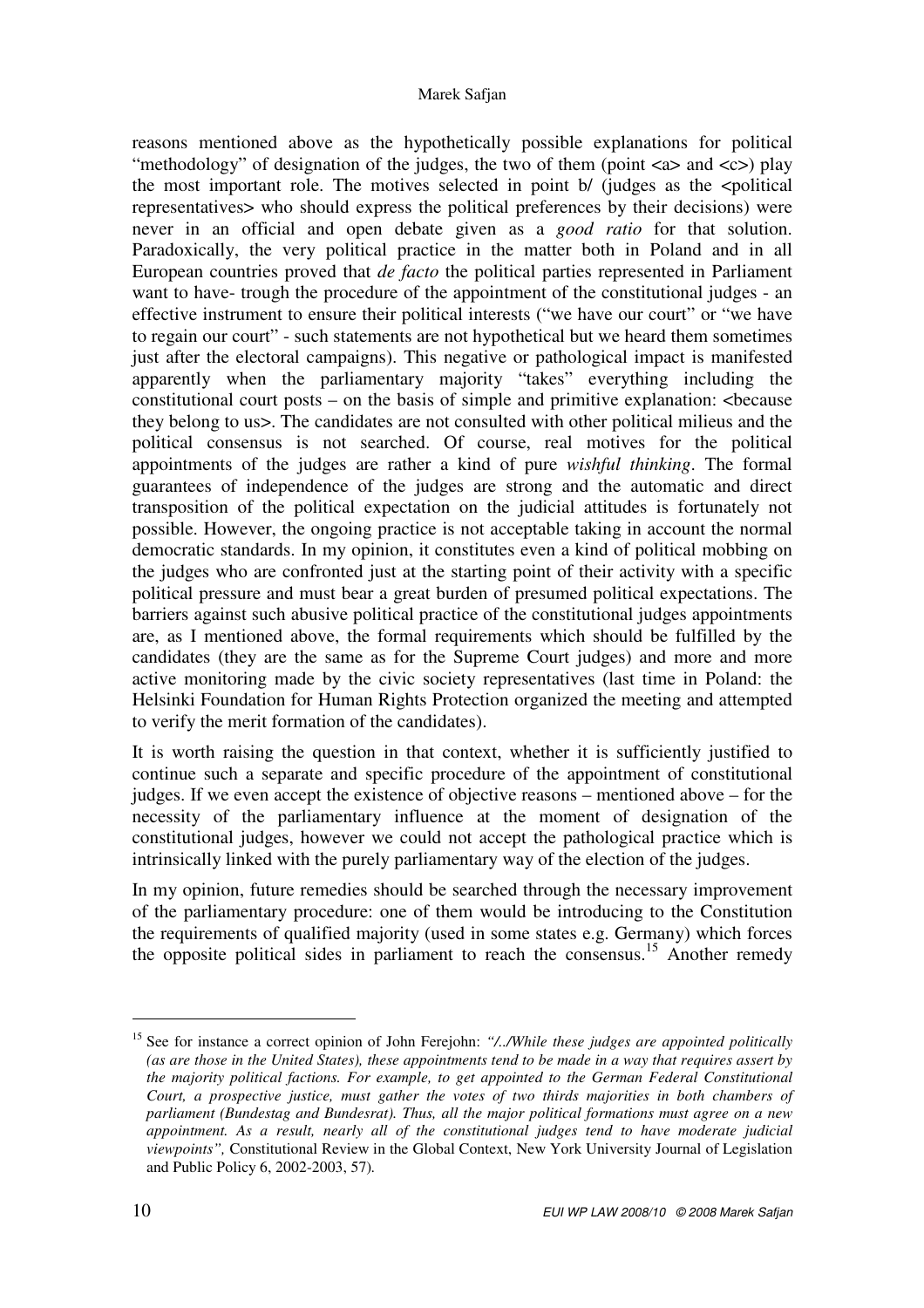reasons mentioned above as the hypothetically possible explanations for political "methodology" of designation of the judges, the two of them (point <a> and <c>) play the most important role. The motives selected in point b/ (judges as the <political representatives> who should express the political preferences by their decisions) were never in an official and open debate given as a *good ratio* for that solution. Paradoxically, the very political practice in the matter both in Poland and in all European countries proved that *de facto* the political parties represented in Parliament want to have- trough the procedure of the appointment of the constitutional judges - an effective instrument to ensure their political interests ("we have our court" or "we have to regain our court" - such statements are not hypothetical but we heard them sometimes just after the electoral campaigns). This negative or pathological impact is manifested apparently when the parliamentary majority "takes" everything including the constitutional court posts – on the basis of simple and primitive explanation: <because they belong to us>. The candidates are not consulted with other political milieus and the political consensus is not searched. Of course, real motives for the political appointments of the judges are rather a kind of pure *wishful thinking*. The formal guarantees of independence of the judges are strong and the automatic and direct transposition of the political expectation on the judicial attitudes is fortunately not possible. However, the ongoing practice is not acceptable taking in account the normal democratic standards. In my opinion, it constitutes even a kind of political mobbing on the judges who are confronted just at the starting point of their activity with a specific political pressure and must bear a great burden of presumed political expectations. The barriers against such abusive political practice of the constitutional judges appointments are, as I mentioned above, the formal requirements which should be fulfilled by the candidates (they are the same as for the Supreme Court judges) and more and more active monitoring made by the civic society representatives (last time in Poland: the Helsinki Foundation for Human Rights Protection organized the meeting and attempted to verify the merit formation of the candidates).

It is worth raising the question in that context, whether it is sufficiently justified to continue such a separate and specific procedure of the appointment of constitutional judges. If we even accept the existence of objective reasons – mentioned above – for the necessity of the parliamentary influence at the moment of designation of the constitutional judges, however we could not accept the pathological practice which is intrinsically linked with the purely parliamentary way of the election of the judges.

In my opinion, future remedies should be searched through the necessary improvement of the parliamentary procedure: one of them would be introducing to the Constitution the requirements of qualified majority (used in some states e.g. Germany) which forces the opposite political sides in parliament to reach the consensus.[15] Another remedy

---

[15] See for instance a correct opinion of John Ferejohn: *"/../While these judges are appointed politically (as are those in the United States), these appointments tend to be made in a way that requires assert by the majority political factions. For example, to get appointed to the German Federal Constitutional Court, a prospective justice, must gather the votes of two thirds majorities in both chambers of parliament (Bundestag and Bundesrat). Thus, all the major political formations must agree on a new appointment. As a result, nearly all of the constitutional judges tend to have moderate judicial viewpoints",* Constitutional Review in the Global Context, New York University Journal of Legislation and Public Policy 6, 2002-2003, 57).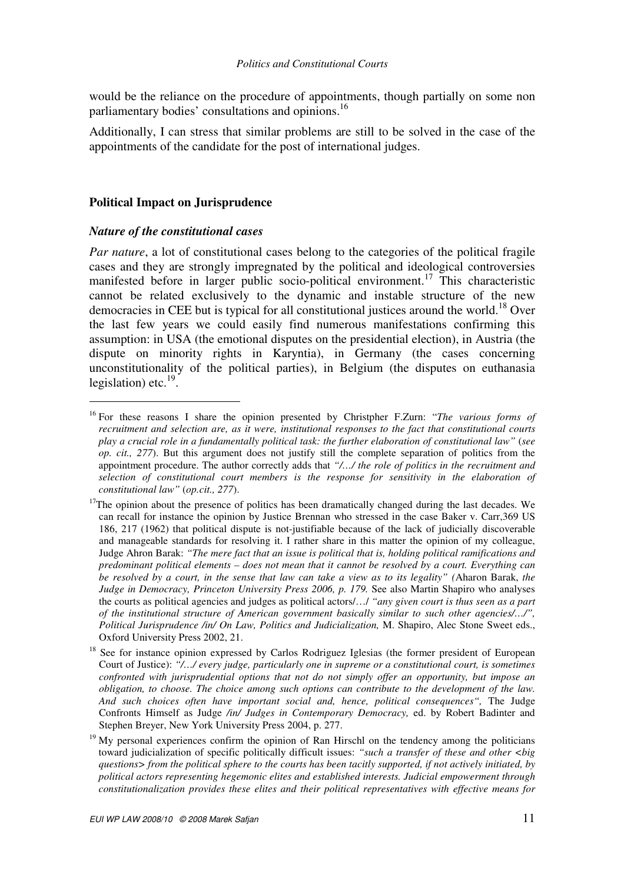would be the reliance on the procedure of appointments, though partially on some non parliamentary bodies' consultations and opinions.[16]

Additionally, I can stress that similar problems are still to be solved in the case of the appointments of the candidate for the post of international judges.

## Political Impact on Jurisprudence

### *Nature of the constitutional cases*

*Par nature*, a lot of constitutional cases belong to the categories of the political fragile cases and they are strongly impregnated by the political and ideological controversies manifested before in larger public socio-political environment.[17] This characteristic cannot be related exclusively to the dynamic and instable structure of the new democracies in CEE but is typical for all constitutional justices around the world.[18] Over the last few years we could easily find numerous manifestations confirming this assumption: in USA (the emotional disputes on the presidential election), in Austria (the dispute on minority rights in Karyntia), in Germany (the cases concerning unconstitutionality of the political parties), in Belgium (the disputes on euthanasia legislation) etc.[19].

---

[16] For these reasons I share the opinion presented by Christpher F.Zurn: "*The various forms of recruitment and selection are, as it were, institutional responses to the fact that constitutional courts play a crucial role in a fundamentally political task: the further elaboration of constitutional law*" (*see op. cit., 277*). But this argument does not justify still the complete separation of politics from the appointment procedure. The author correctly adds that *"/…/ the role of politics in the recruitment and selection of constitutional court members is the response for sensitivity in the elaboration of constitutional law"* (*op.cit., 277*).

[17] The opinion about the presence of politics has been dramatically changed during the last decades. We can recall for instance the opinion by Justice Brennan who stressed in the case Baker v. Carr,369 US 186, 217 (1962) that political dispute is not-justifiable because of the lack of judicially discoverable and manageable standards for resolving it. I rather share in this matter the opinion of my colleague, Judge Ahron Barak: *"The mere fact that an issue is political that is, holding political ramifications and predominant political elements – does not mean that it cannot be resolved by a court. Everything can be resolved by a court, in the sense that law can take a view as to its legality" (*Aharon Barak, *the Judge in Democracy, Princeton University Press 2006, p. 179.* See also Martin Shapiro who analyses the courts as political agencies and judges as political actors/…/ *"any given court is thus seen as a part of the institutional structure of American government basically similar to such other agencies/…/", Political Jurisprudence /in/ On Law, Politics and Judicialization,* M. Shapiro, Alec Stone Sweet eds., Oxford University Press 2002, 21.

[18] See for instance opinion expressed by Carlos Rodriguez Iglesias (the former president of European Court of Justice): *"/…/ every judge, particularly one in supreme or a constitutional court, is sometimes confronted with jurisprudential options that not do not simply offer an opportunity, but impose an obligation, to choose. The choice among such options can contribute to the development of the law. And such choices often have important social and, hence, political consequences",* The Judge Confronts Himself as Judge */in/ Judges in Contemporary Democracy,* ed. by Robert Badinter and Stephen Breyer, New York University Press 2004, p. 277.

[19] My personal experiences confirm the opinion of Ran Hirschl on the tendency among the politicians toward judicialization of specific politically difficult issues: *"such a transfer of these and other <big questions> from the political sphere to the courts has been tacitly supported, if not actively initiated, by political actors representing hegemonic elites and established interests. Judicial empowerment through constitutionalization provides these elites and their political representatives with effective means for*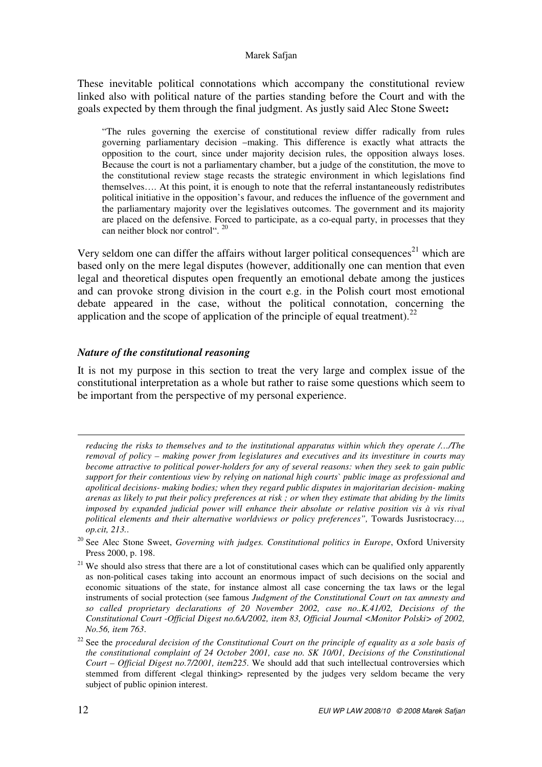These inevitable political connotations which accompany the constitutional review linked also with political nature of the parties standing before the Court and with the goals expected by them through the final judgment. As justly said Alec Stone Sweet**:**

> "The rules governing the exercise of constitutional review differ radically from rules governing parliamentary decision –making. This difference is exactly what attracts the opposition to the court, since under majority decision rules, the opposition always loses. Because the court is not a parliamentary chamber, but a judge of the constitution, the move to the constitutional review stage recasts the strategic environment in which legislations find themselves…. At this point, it is enough to note that the referral instantaneously redistributes political initiative in the opposition's favour, and reduces the influence of the government and the parliamentary majority over the legislatives outcomes. The government and its majority are placed on the defensive. Forced to participate, as a co-equal party, in processes that they can neither block nor control". [20]

Very seldom one can differ the affairs without larger political consequences[21] which are based only on the mere legal disputes (however, additionally one can mention that even legal and theoretical disputes open frequently an emotional debate among the justices and can provoke strong division in the court e.g. in the Polish court most emotional debate appeared in the case, without the political connotation, concerning the application and the scope of application of the principle of equal treatment).[22]

### *Nature of the constitutional reasoning*

It is not my purpose in this section to treat the very large and complex issue of the constitutional interpretation as a whole but rather to raise some questions which seem to be important from the perspective of my personal experience.

---

*reducing the risks to themselves and to the institutional apparatus within which they operate /…/The removal of policy – making power from legislatures and executives and its investiture in courts may become attractive to political power-holders for any of several reasons: when they seek to gain public support for their contentious view by relying on national high courts` public image as professional and apolitical decisions- making bodies; when they regard public disputes in majoritarian decision- making arenas as likely to put their policy preferences at risk ; or when they estimate that abiding by the limits imposed by expanded judicial power will enhance their absolute or relative position vis à vis rival political elements and their alternative worldviews or policy preferences",* Towards Jusristocracy*..., op.cit, 213.*.

[20] See Alec Stone Sweet, *Governing with judges. Constitutional politics in Europe*, Oxford University Press 2000, p. 198.

[21] We should also stress that there are a lot of constitutional cases which can be qualified only apparently as non-political cases taking into account an enormous impact of such decisions on the social and economic situations of the state, for instance almost all case concerning the tax laws or the legal instruments of social protection (see famous *Judgment of the Constitutional Court on tax amnesty and so called proprietary declarations of 20 November 2002, case no..K.41/02, Decisions of the Constitutional Court -Official Digest no.6A/2002, item 83, Official Journal <Monitor Polski> of 2002, No.56, item 763*.

[22] See the *procedural decision of the Constitutional Court on the principle of equality as a sole basis of the constitutional complaint of 24 October 2001, case no. SK 10/01, Decisions of the Constitutional Court – Official Digest no.7/2001, item225*. We should add that such intellectual controversies which stemmed from different <legal thinking> represented by the judges very seldom became the very subject of public opinion interest.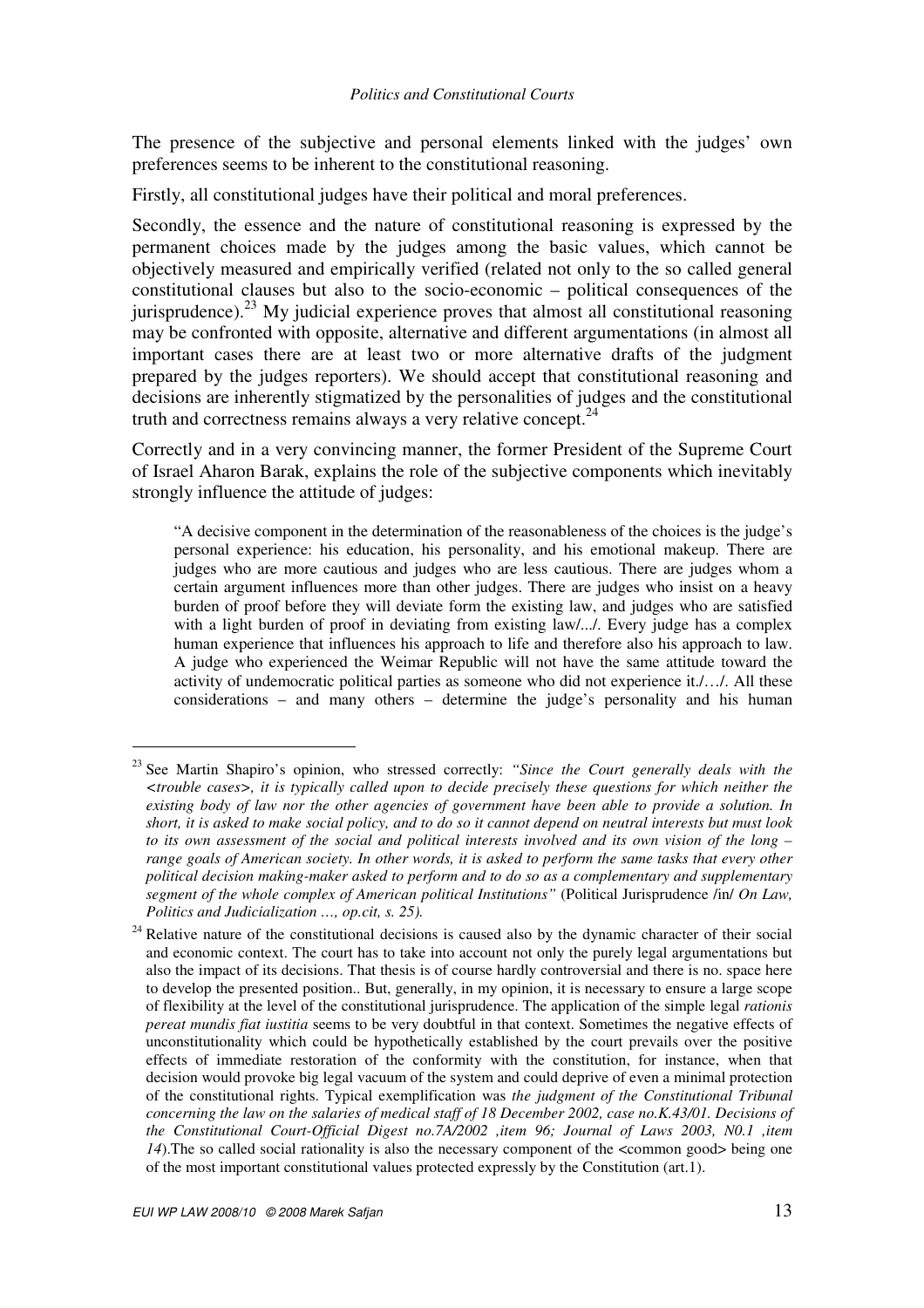The presence of the subjective and personal elements linked with the judges' own preferences seems to be inherent to the constitutional reasoning.

Firstly, all constitutional judges have their political and moral preferences.

Secondly, the essence and the nature of constitutional reasoning is expressed by the permanent choices made by the judges among the basic values, which cannot be objectively measured and empirically verified (related not only to the so called general constitutional clauses but also to the socio-economic – political consequences of the jurisprudence).[23] My judicial experience proves that almost all constitutional reasoning may be confronted with opposite, alternative and different argumentations (in almost all important cases there are at least two or more alternative drafts of the judgment prepared by the judges reporters). We should accept that constitutional reasoning and decisions are inherently stigmatized by the personalities of judges and the constitutional truth and correctness remains always a very relative concept.[24]

Correctly and in a very convincing manner, the former President of the Supreme Court of Israel Aharon Barak, explains the role of the subjective components which inevitably strongly influence the attitude of judges:

> "A decisive component in the determination of the reasonableness of the choices is the judge's personal experience: his education, his personality, and his emotional makeup. There are judges who are more cautious and judges who are less cautious. There are judges whom a certain argument influences more than other judges. There are judges who insist on a heavy burden of proof before they will deviate form the existing law, and judges who are satisfied with a light burden of proof in deviating from existing law/.../. Every judge has a complex human experience that influences his approach to life and therefore also his approach to law. A judge who experienced the Weimar Republic will not have the same attitude toward the activity of undemocratic political parties as someone who did not experience it./…/. All these considerations – and many others – determine the judge's personality and his human

---

[23] See Martin Shapiro's opinion, who stressed correctly: *"Since the Court generally deals with the <trouble cases>, it is typically called upon to decide precisely these questions for which neither the existing body of law nor the other agencies of government have been able to provide a solution. In short, it is asked to make social policy, and to do so it cannot depend on neutral interests but must look to its own assessment of the social and political interests involved and its own vision of the long – range goals of American society. In other words, it is asked to perform the same tasks that every other political decision making-maker asked to perform and to do so as a complementary and supplementary segment of the whole complex of American political Institutions"* (Political Jurisprudence /in/ *On Law, Politics and Judicialization …, op.cit, s. 25).*

[24] Relative nature of the constitutional decisions is caused also by the dynamic character of their social and economic context. The court has to take into account not only the purely legal argumentations but also the impact of its decisions. That thesis is of course hardly controversial and there is no. space here to develop the presented position.. But, generally, in my opinion, it is necessary to ensure a large scope of flexibility at the level of the constitutional jurisprudence. The application of the simple legal *rationis pereat mundis fiat iustitia* seems to be very doubtful in that context. Sometimes the negative effects of unconstitutionality which could be hypothetically established by the court prevails over the positive effects of immediate restoration of the conformity with the constitution, for instance, when that decision would provoke big legal vacuum of the system and could deprive of even a minimal protection of the constitutional rights. Typical exemplification was *the judgment of the Constitutional Tribunal concerning the law on the salaries of medical staff of 18 December 2002, case no.K.43/01. Decisions of the Constitutional Court-Official Digest no.7A/2002 ,item 96; Journal of Laws 2003, N0.1 ,item 14*).The so called social rationality is also the necessary component of the <common good> being one of the most important constitutional values protected expressly by the Constitution (art.1).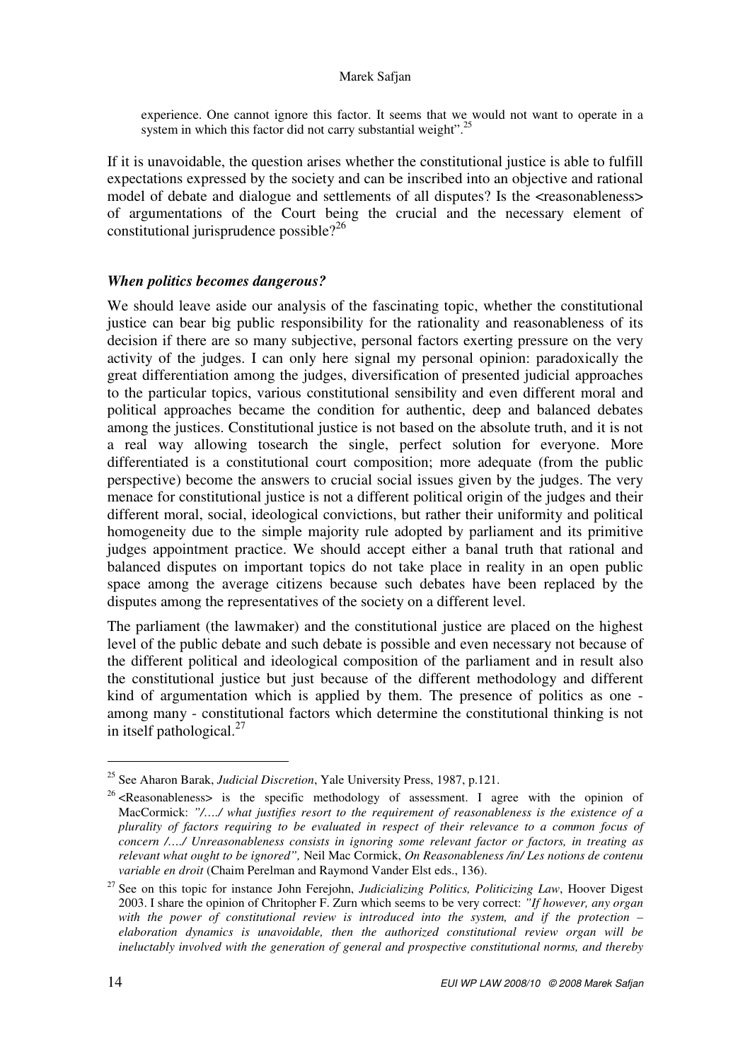experience. One cannot ignore this factor. It seems that we would not want to operate in a system in which this factor did not carry substantial weight".[25]

If it is unavoidable, the question arises whether the constitutional justice is able to fulfill expectations expressed by the society and can be inscribed into an objective and rational model of debate and dialogue and settlements of all disputes? Is the <reasonableness> of argumentations of the Court being the crucial and the necessary element of constitutional jurisprudence possible?[26]

### *When politics becomes dangerous?*

We should leave aside our analysis of the fascinating topic, whether the constitutional justice can bear big public responsibility for the rationality and reasonableness of its decision if there are so many subjective, personal factors exerting pressure on the very activity of the judges. I can only here signal my personal opinion: paradoxically the great differentiation among the judges, diversification of presented judicial approaches to the particular topics, various constitutional sensibility and even different moral and political approaches became the condition for authentic, deep and balanced debates among the justices. Constitutional justice is not based on the absolute truth, and it is not a real way allowing tosearch the single, perfect solution for everyone. More differentiated is a constitutional court composition; more adequate (from the public perspective) become the answers to crucial social issues given by the judges. The very menace for constitutional justice is not a different political origin of the judges and their different moral, social, ideological convictions, but rather their uniformity and political homogeneity due to the simple majority rule adopted by parliament and its primitive judges appointment practice. We should accept either a banal truth that rational and balanced disputes on important topics do not take place in reality in an open public space among the average citizens because such debates have been replaced by the disputes among the representatives of the society on a different level.

The parliament (the lawmaker) and the constitutional justice are placed on the highest level of the public debate and such debate is possible and even necessary not because of the different political and ideological composition of the parliament and in result also the constitutional justice but just because of the different methodology and different kind of argumentation which is applied by them. The presence of politics as one - among many - constitutional factors which determine the constitutional thinking is not in itself pathological.[27]

---

[25] See Aharon Barak, *Judicial Discretion*, Yale University Press, 1987, p.121.

[26] <Reasonableness> is the specific methodology of assessment. I agree with the opinion of MacCormick: *"/…./ what justifies resort to the requirement of reasonableness is the existence of a plurality of factors requiring to be evaluated in respect of their relevance to a common focus of concern /…./ Unreasonableness consists in ignoring some relevant factor or factors, in treating as relevant what ought to be ignored",* Neil Mac Cormick, *On Reasonableness /in/ Les notions de contenu variable en droit* (Chaim Perelman and Raymond Vander Elst eds., 136).

[27] See on this topic for instance John Ferejohn, *Judicializing Politics, Politicizing Law*, Hoover Digest 2003. I share the opinion of Chritopher F. Zurn which seems to be very correct: *"If however, any organ with the power of constitutional review is introduced into the system, and if the protection – elaboration dynamics is unavoidable, then the authorized constitutional review organ will be ineluctably involved with the generation of general and prospective constitutional norms, and thereby*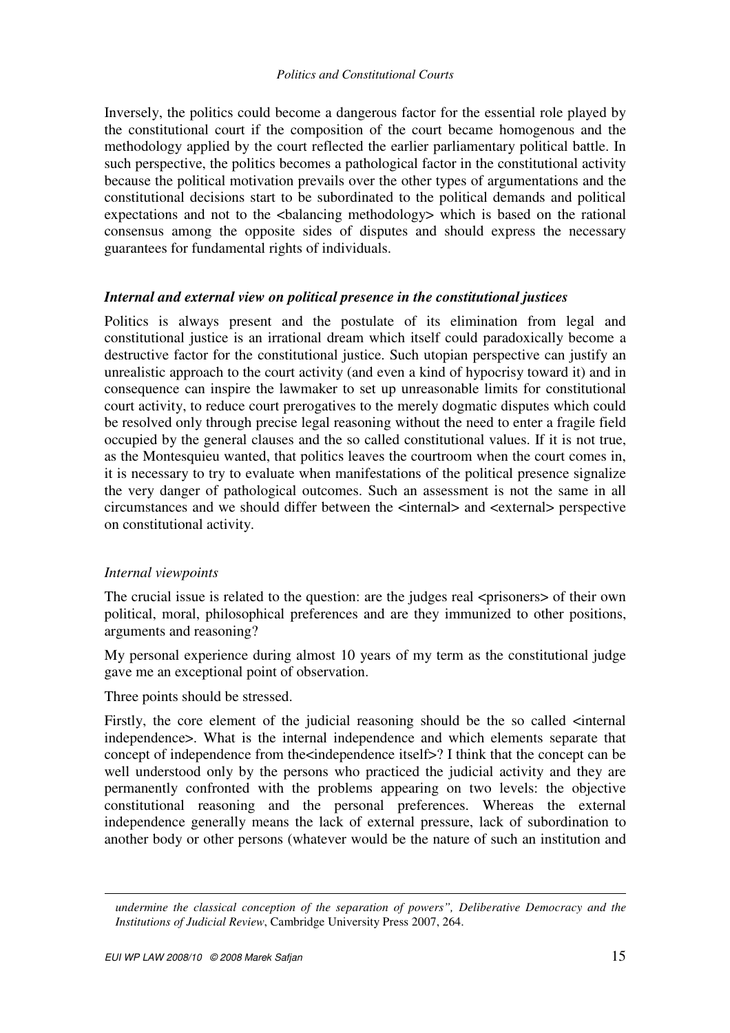Inversely, the politics could become a dangerous factor for the essential role played by the constitutional court if the composition of the court became homogenous and the methodology applied by the court reflected the earlier parliamentary political battle. In such perspective, the politics becomes a pathological factor in the constitutional activity because the political motivation prevails over the other types of argumentations and the constitutional decisions start to be subordinated to the political demands and political expectations and not to the <balancing methodology> which is based on the rational consensus among the opposite sides of disputes and should express the necessary guarantees for fundamental rights of individuals.

### *Internal and external view on political presence in the constitutional justices*

Politics is always present and the postulate of its elimination from legal and constitutional justice is an irrational dream which itself could paradoxically become a destructive factor for the constitutional justice. Such utopian perspective can justify an unrealistic approach to the court activity (and even a kind of hypocrisy toward it) and in consequence can inspire the lawmaker to set up unreasonable limits for constitutional court activity, to reduce court prerogatives to the merely dogmatic disputes which could be resolved only through precise legal reasoning without the need to enter a fragile field occupied by the general clauses and the so called constitutional values. If it is not true, as the Montesquieu wanted, that politics leaves the courtroom when the court comes in, it is necessary to try to evaluate when manifestations of the political presence signalize the very danger of pathological outcomes. Such an assessment is not the same in all circumstances and we should differ between the <internal> and <external> perspective on constitutional activity.

#### *Internal viewpoints*

The crucial issue is related to the question: are the judges real <prisoners> of their own political, moral, philosophical preferences and are they immunized to other positions, arguments and reasoning?

My personal experience during almost 10 years of my term as the constitutional judge gave me an exceptional point of observation.

Three points should be stressed.

Firstly, the core element of the judicial reasoning should be the so called <internal independence>. What is the internal independence and which elements separate that concept of independence from the<independence itself>? I think that the concept can be well understood only by the persons who practiced the judicial activity and they are permanently confronted with the problems appearing on two levels: the objective constitutional reasoning and the personal preferences. Whereas the external independence generally means the lack of external pressure, lack of subordination to another body or other persons (whatever would be the nature of such an institution and

---

*undermine the classical conception of the separation of powers", Deliberative Democracy and the Institutions of Judicial Review*, Cambridge University Press 2007, 264.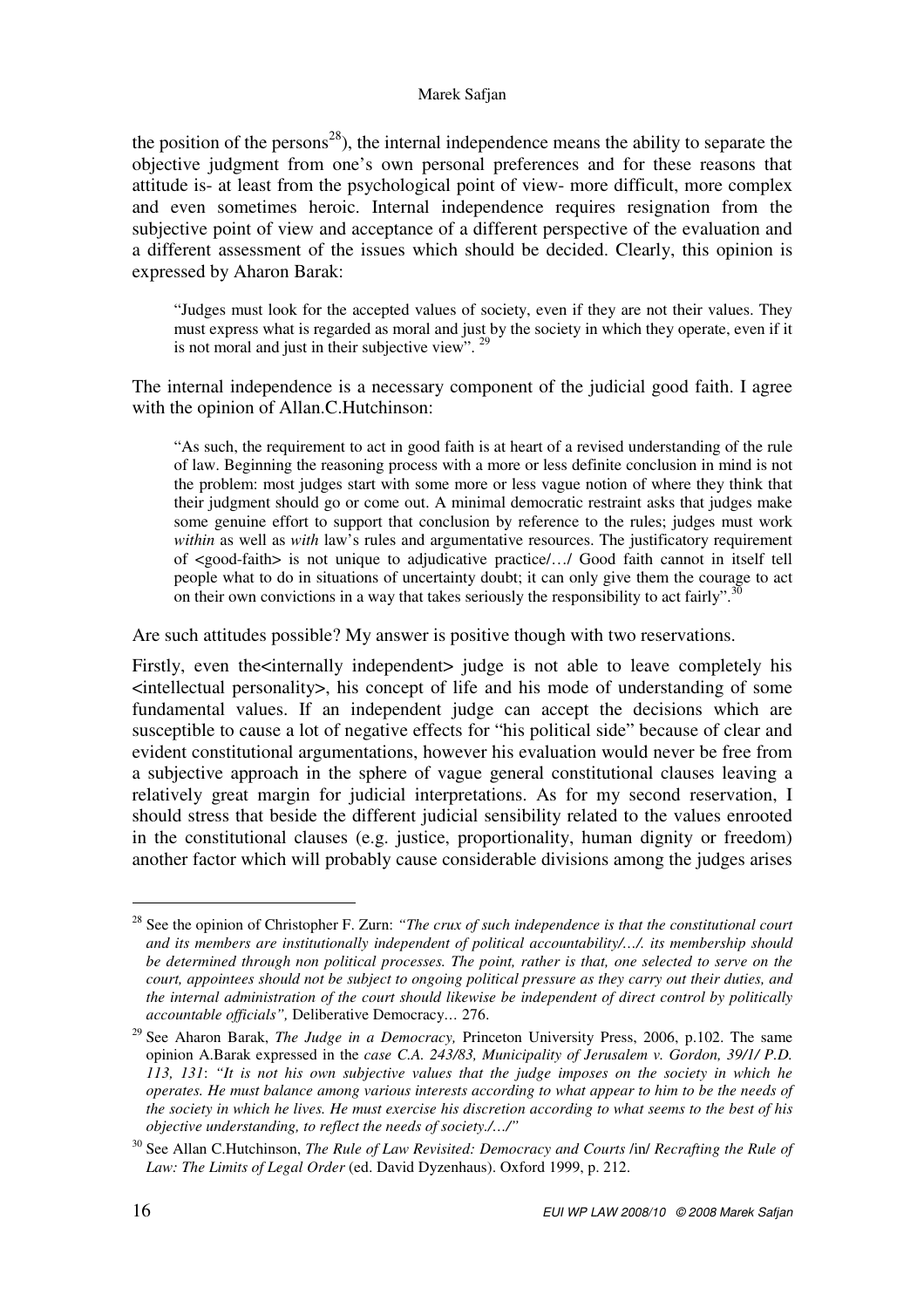the position of the persons[28]), the internal independence means the ability to separate the objective judgment from one's own personal preferences and for these reasons that attitude is- at least from the psychological point of view- more difficult, more complex and even sometimes heroic. Internal independence requires resignation from the subjective point of view and acceptance of a different perspective of the evaluation and a different assessment of the issues which should be decided. Clearly, this opinion is expressed by Aharon Barak:

> "Judges must look for the accepted values of society, even if they are not their values. They must express what is regarded as moral and just by the society in which they operate, even if it is not moral and just in their subjective view". [29]

The internal independence is a necessary component of the judicial good faith. I agree with the opinion of Allan.C.Hutchinson:

> "As such, the requirement to act in good faith is at heart of a revised understanding of the rule of law. Beginning the reasoning process with a more or less definite conclusion in mind is not the problem: most judges start with some more or less vague notion of where they think that their judgment should go or come out. A minimal democratic restraint asks that judges make some genuine effort to support that conclusion by reference to the rules; judges must work *within* as well as *with* law's rules and argumentative resources. The justificatory requirement of <good-faith> is not unique to adjudicative practice/…/ Good faith cannot in itself tell people what to do in situations of uncertainty doubt; it can only give them the courage to act on their own convictions in a way that takes seriously the responsibility to act fairly".[30]

Are such attitudes possible? My answer is positive though with two reservations.

Firstly, even the<internally independent> judge is not able to leave completely his <intellectual personality>, his concept of life and his mode of understanding of some fundamental values. If an independent judge can accept the decisions which are susceptible to cause a lot of negative effects for "his political side" because of clear and evident constitutional argumentations, however his evaluation would never be free from a subjective approach in the sphere of vague general constitutional clauses leaving a relatively great margin for judicial interpretations. As for my second reservation, I should stress that beside the different judicial sensibility related to the values enrooted in the constitutional clauses (e.g. justice, proportionality, human dignity or freedom) another factor which will probably cause considerable divisions among the judges arises

---

[28] See the opinion of Christopher F. Zurn: *"The crux of such independence is that the constitutional court and its members are institutionally independent of political accountability/…/. its membership should be determined through non political processes. The point, rather is that, one selected to serve on the court, appointees should not be subject to ongoing political pressure as they carry out their duties, and the internal administration of the court should likewise be independent of direct control by politically accountable officials",* Deliberative Democracy… 276.

[29] See Aharon Barak, *The Judge in a Democracy,* Princeton University Press, 2006, p.102. The same opinion A.Barak expressed in the *case C.A. 243/83, Municipality of Jerusalem v. Gordon, 39/1/ P.D. 113, 131*: *"It is not his own subjective values that the judge imposes on the society in which he operates. He must balance among various interests according to what appear to him to be the needs of the society in which he lives. He must exercise his discretion according to what seems to the best of his objective understanding, to reflect the needs of society./…/"*

[30] See Allan C.Hutchinson, *The Rule of Law Revisited: Democracy and Courts* /in/ *Recrafting the Rule of Law: The Limits of Legal Order* (ed. David Dyzenhaus). Oxford 1999, p. 212.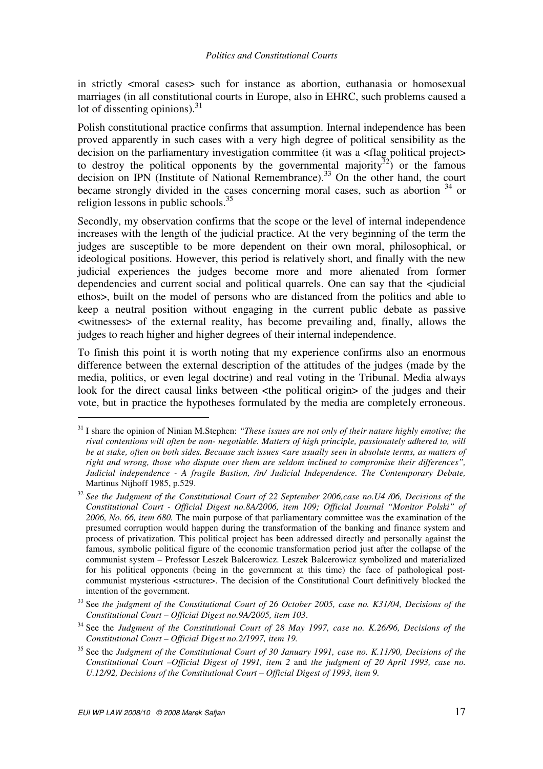in strictly <moral cases> such for instance as abortion, euthanasia or homosexual marriages (in all constitutional courts in Europe, also in EHRC, such problems caused a lot of dissenting opinions).[31]

Polish constitutional practice confirms that assumption. Internal independence has been proved apparently in such cases with a very high degree of political sensibility as the decision on the parliamentary investigation committee (it was a <flag political project> to destroy the political opponents by the governmental majority[32]) or the famous decision on IPN (Institute of National Remembrance).[33] On the other hand, the court became strongly divided in the cases concerning moral cases, such as abortion [34] or religion lessons in public schools.[35]

Secondly, my observation confirms that the scope or the level of internal independence increases with the length of the judicial practice. At the very beginning of the term the judges are susceptible to be more dependent on their own moral, philosophical, or ideological positions. However, this period is relatively short, and finally with the new judicial experiences the judges become more and more alienated from former dependencies and current social and political quarrels. One can say that the <judicial ethos>, built on the model of persons who are distanced from the politics and able to keep a neutral position without engaging in the current public debate as passive <witnesses> of the external reality, has become prevailing and, finally, allows the judges to reach higher and higher degrees of their internal independence.

To finish this point it is worth noting that my experience confirms also an enormous difference between the external description of the attitudes of the judges (made by the media, politics, or even legal doctrine) and real voting in the Tribunal. Media always look for the direct causal links between <the political origin> of the judges and their vote, but in practice the hypotheses formulated by the media are completely erroneous.

---

[31] I share the opinion of Ninian M.Stephen: *"These issues are not only of their nature highly emotive; the rival contentions will often be non- negotiable. Matters of high principle, passionately adhered to, will be at stake, often on both sides. Because such issues <are usually seen in absolute terms, as matters of right and wrong, those who dispute over them are seldom inclined to compromise their differences", Judicial independence - A fragile Bastion, /in/ Judicial Independence. The Contemporary Debate,* Martinus Nijhoff 1985, p.529.

[32] *See the Judgment of the Constitutional Court of 22 September 2006,case no.U4 /06, Decisions of the Constitutional Court - Official Digest no.8A/2006, item 109; Official Journal "Monitor Polski" of 2006, No. 66, item 680.* The main purpose of that parliamentary committee was the examination of the presumed corruption would happen during the transformation of the banking and finance system and process of privatization. This political project has been addressed directly and personally against the famous, symbolic political figure of the economic transformation period just after the collapse of the communist system – Professor Leszek Balcerowicz. Leszek Balcerowicz symbolized and materialized for his political opponents (being in the government at this time) the face of pathological post-communist mysterious <structure>. The decision of the Constitutional Court definitively blocked the intention of the government.

[33] See *the judgment of the Constitutional Court of 26 October 2005, case no. K31/04, Decisions of the Constitutional Court – Official Digest no.9A/2005, item 103*.

[34] See the *Judgment of the Constitutional Court of 28 May 1997, case no. K.26/96, Decisions of the Constitutional Court – Official Digest no.2/1997, item 19.*

[35] See the *Judgment of the Constitutional Court of 30 January 1991, case no. K.11/90, Decisions of the Constitutional Court –Official Digest of 1991, item 2* and *the judgment of 20 April 1993, case no. U.12/92, Decisions of the Constitutional Court – Official Digest of 1993, item 9.*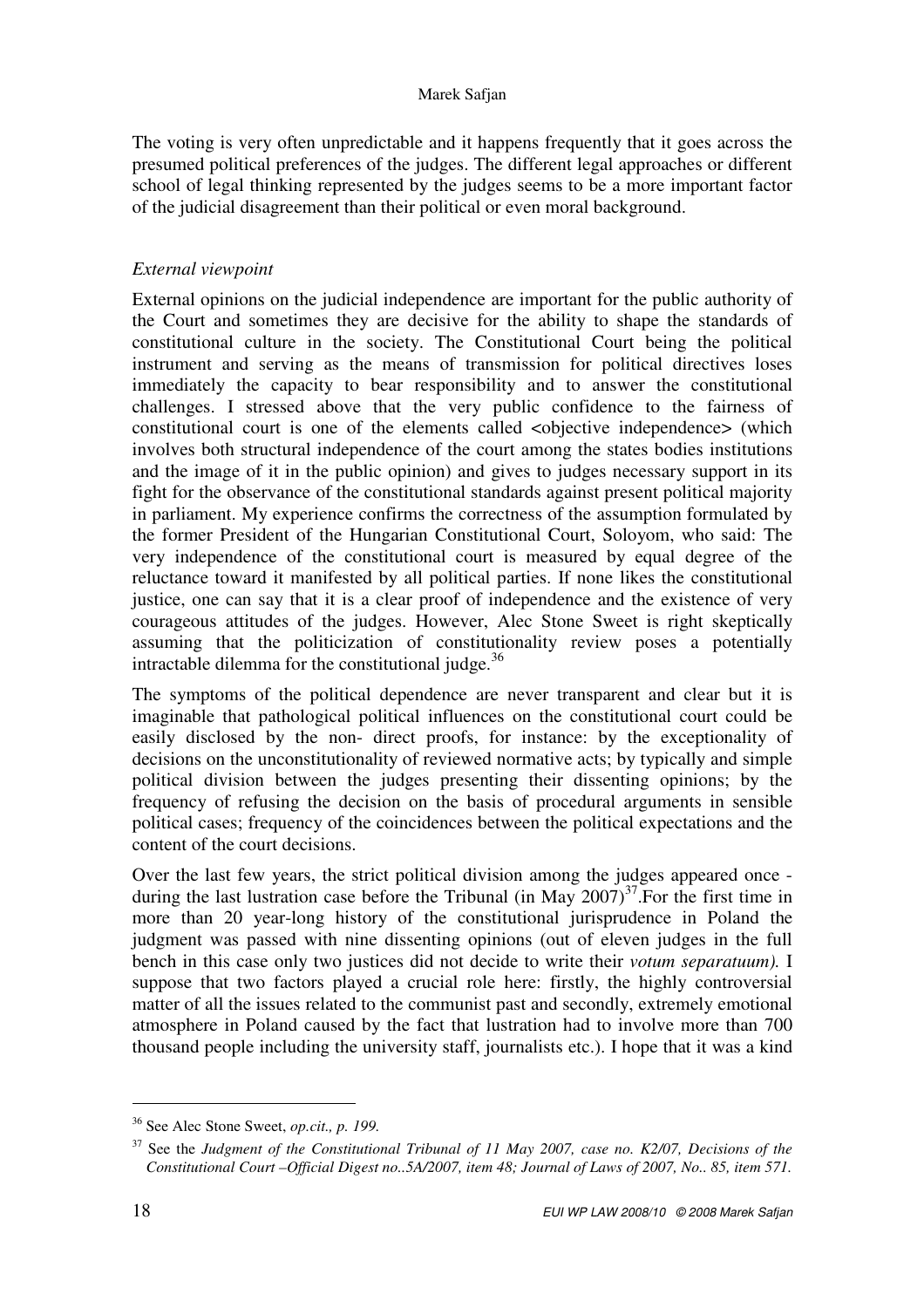The voting is very often unpredictable and it happens frequently that it goes across the presumed political preferences of the judges. The different legal approaches or different school of legal thinking represented by the judges seems to be a more important factor of the judicial disagreement than their political or even moral background.

*External viewpoint*

External opinions on the judicial independence are important for the public authority of the Court and sometimes they are decisive for the ability to shape the standards of constitutional culture in the society. The Constitutional Court being the political instrument and serving as the means of transmission for political directives loses immediately the capacity to bear responsibility and to answer the constitutional challenges. I stressed above that the very public confidence to the fairness of constitutional court is one of the elements called <objective independence> (which involves both structural independence of the court among the states bodies institutions and the image of it in the public opinion) and gives to judges necessary support in its fight for the observance of the constitutional standards against present political majority in parliament. My experience confirms the correctness of the assumption formulated by the former President of the Hungarian Constitutional Court, Soloyom, who said: The very independence of the constitutional court is measured by equal degree of the reluctance toward it manifested by all political parties. If none likes the constitutional justice, one can say that it is a clear proof of independence and the existence of very courageous attitudes of the judges. However, Alec Stone Sweet is right skeptically assuming that the politicization of constitutionality review poses a potentially intractable dilemma for the constitutional judge.[36]

The symptoms of the political dependence are never transparent and clear but it is imaginable that pathological political influences on the constitutional court could be easily disclosed by the non- direct proofs, for instance: by the exceptionality of decisions on the unconstitutionality of reviewed normative acts; by typically and simple political division between the judges presenting their dissenting opinions; by the frequency of refusing the decision on the basis of procedural arguments in sensible political cases; frequency of the coincidences between the political expectations and the content of the court decisions.

Over the last few years, the strict political division among the judges appeared once - during the last lustration case before the Tribunal (in May 2007)[37].For the first time in more than 20 year-long history of the constitutional jurisprudence in Poland the judgment was passed with nine dissenting opinions (out of eleven judges in the full bench in this case only two justices did not decide to write their *votum separatuum).* I suppose that two factors played a crucial role here: firstly, the highly controversial matter of all the issues related to the communist past and secondly, extremely emotional atmosphere in Poland caused by the fact that lustration had to involve more than 700 thousand people including the university staff, journalists etc.). I hope that it was a kind

---

[36] See Alec Stone Sweet, *op.cit., p. 199.*

[37] See the *Judgment of the Constitutional Tribunal of 11 May 2007, case no. K2/07, Decisions of the Constitutional Court –Official Digest no..5A/2007, item 48; Journal of Laws of 2007, No.. 85, item 571.*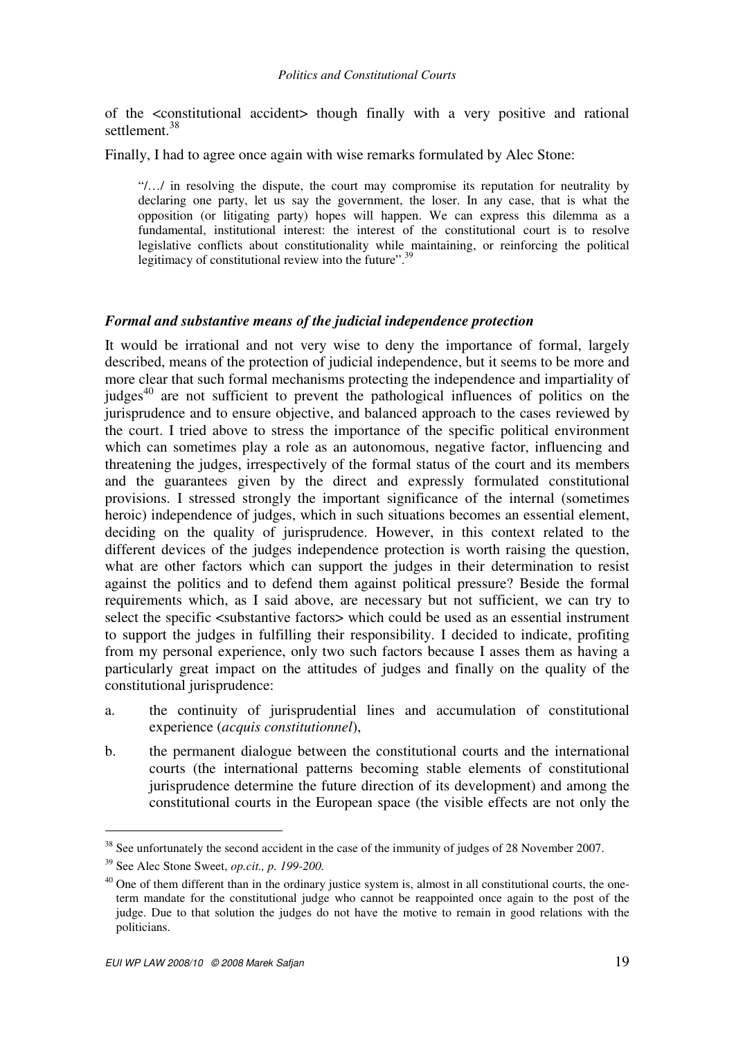of the <constitutional accident> though finally with a very positive and rational settlement.[38]

Finally, I had to agree once again with wise remarks formulated by Alec Stone:

> "/…/ in resolving the dispute, the court may compromise its reputation for neutrality by declaring one party, let us say the government, the loser. In any case, that is what the opposition (or litigating party) hopes will happen. We can express this dilemma as a fundamental, institutional interest: the interest of the constitutional court is to resolve legislative conflicts about constitutionality while maintaining, or reinforcing the political legitimacy of constitutional review into the future".[39]

### *Formal and substantive means of the judicial independence protection*

It would be irrational and not very wise to deny the importance of formal, largely described, means of the protection of judicial independence, but it seems to be more and more clear that such formal mechanisms protecting the independence and impartiality of judges[40] are not sufficient to prevent the pathological influences of politics on the jurisprudence and to ensure objective, and balanced approach to the cases reviewed by the court. I tried above to stress the importance of the specific political environment which can sometimes play a role as an autonomous, negative factor, influencing and threatening the judges, irrespectively of the formal status of the court and its members and the guarantees given by the direct and expressly formulated constitutional provisions. I stressed strongly the important significance of the internal (sometimes heroic) independence of judges, which in such situations becomes an essential element, deciding on the quality of jurisprudence. However, in this context related to the different devices of the judges independence protection is worth raising the question, what are other factors which can support the judges in their determination to resist against the politics and to defend them against political pressure? Beside the formal requirements which, as I said above, are necessary but not sufficient, we can try to select the specific <substantive factors> which could be used as an essential instrument to support the judges in fulfilling their responsibility. I decided to indicate, profiting from my personal experience, only two such factors because I asses them as having a particularly great impact on the attitudes of judges and finally on the quality of the constitutional jurisprudence:

a. the continuity of jurisprudential lines and accumulation of constitutional experience (*acquis constitutionnel*),

b. the permanent dialogue between the constitutional courts and the international courts (the international patterns becoming stable elements of constitutional jurisprudence determine the future direction of its development) and among the constitutional courts in the European space (the visible effects are not only the

---

[38] See unfortunately the second accident in the case of the immunity of judges of 28 November 2007.

[39] See Alec Stone Sweet, *op.cit., p. 199-200.*

[40] One of them different than in the ordinary justice system is, almost in all constitutional courts, the one-term mandate for the constitutional judge who cannot be reappointed once again to the post of the judge. Due to that solution the judges do not have the motive to remain in good relations with the politicians.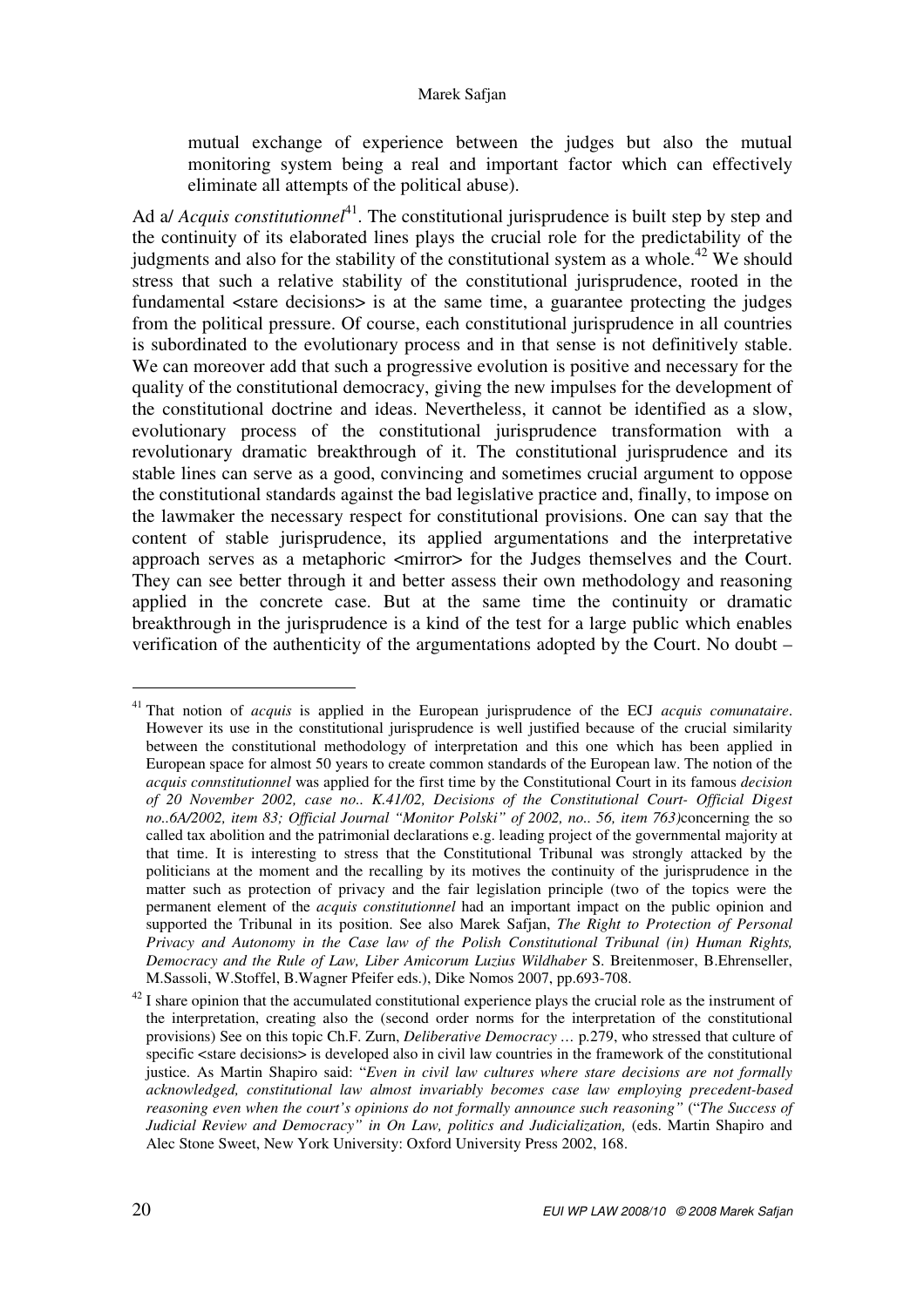mutual exchange of experience between the judges but also the mutual monitoring system being a real and important factor which can effectively eliminate all attempts of the political abuse).

Ad a/ *Acquis constitutionnel*[41]. The constitutional jurisprudence is built step by step and the continuity of its elaborated lines plays the crucial role for the predictability of the judgments and also for the stability of the constitutional system as a whole.[42] We should stress that such a relative stability of the constitutional jurisprudence, rooted in the fundamental <stare decisions> is at the same time, a guarantee protecting the judges from the political pressure. Of course, each constitutional jurisprudence in all countries is subordinated to the evolutionary process and in that sense is not definitively stable. We can moreover add that such a progressive evolution is positive and necessary for the quality of the constitutional democracy, giving the new impulses for the development of the constitutional doctrine and ideas. Nevertheless, it cannot be identified as a slow, evolutionary process of the constitutional jurisprudence transformation with a revolutionary dramatic breakthrough of it. The constitutional jurisprudence and its stable lines can serve as a good, convincing and sometimes crucial argument to oppose the constitutional standards against the bad legislative practice and, finally, to impose on the lawmaker the necessary respect for constitutional provisions. One can say that the content of stable jurisprudence, its applied argumentations and the interpretative approach serves as a metaphoric <mirror> for the Judges themselves and the Court. They can see better through it and better assess their own methodology and reasoning applied in the concrete case. But at the same time the continuity or dramatic breakthrough in the jurisprudence is a kind of the test for a large public which enables verification of the authenticity of the argumentations adopted by the Court. No doubt –

---

[41] That notion of *acquis* is applied in the European jurisprudence of the ECJ *acquis comunataire*. However its use in the constitutional jurisprudence is well justified because of the crucial similarity between the constitutional methodology of interpretation and this one which has been applied in European space for almost 50 years to create common standards of the European law. The notion of the *acquis connstitutionnel* was applied for the first time by the Constitutional Court in its famous *decision of 20 November 2002, case no.. K.41/02, Decisions of the Constitutional Court- Official Digest no..6A/2002, item 83; Official Journal "Monitor Polski" of 2002, no.. 56, item 763)*concerning the so called tax abolition and the patrimonial declarations e.g. leading project of the governmental majority at that time. It is interesting to stress that the Constitutional Tribunal was strongly attacked by the politicians at the moment and the recalling by its motives the continuity of the jurisprudence in the matter such as protection of privacy and the fair legislation principle (two of the topics were the permanent element of the *acquis constitutionnel* had an important impact on the public opinion and supported the Tribunal in its position. See also Marek Safjan, *The Right to Protection of Personal Privacy and Autonomy in the Case law of the Polish Constitutional Tribunal (in) Human Rights, Democracy and the Rule of Law, Liber Amicorum Luzius Wildhaber* S. Breitenmoser, B.Ehrenseller, M.Sassoli, W.Stoffel, B.Wagner Pfeifer eds.), Dike Nomos 2007, pp.693-708.

[42] I share opinion that the accumulated constitutional experience plays the crucial role as the instrument of the interpretation, creating also the (second order norms for the interpretation of the constitutional provisions) See on this topic Ch.F. Zurn, *Deliberative Democracy …* p.279, who stressed that culture of specific <stare decisions> is developed also in civil law countries in the framework of the constitutional justice. As Martin Shapiro said: "*Even in civil law cultures where stare decisions are not formally acknowledged, constitutional law almost invariably becomes case law employing precedent-based reasoning even when the court's opinions do not formally announce such reasoning"* ("*The Success of Judicial Review and Democracy" in On Law, politics and Judicialization,* (eds. Martin Shapiro and Alec Stone Sweet, New York University: Oxford University Press 2002, 168.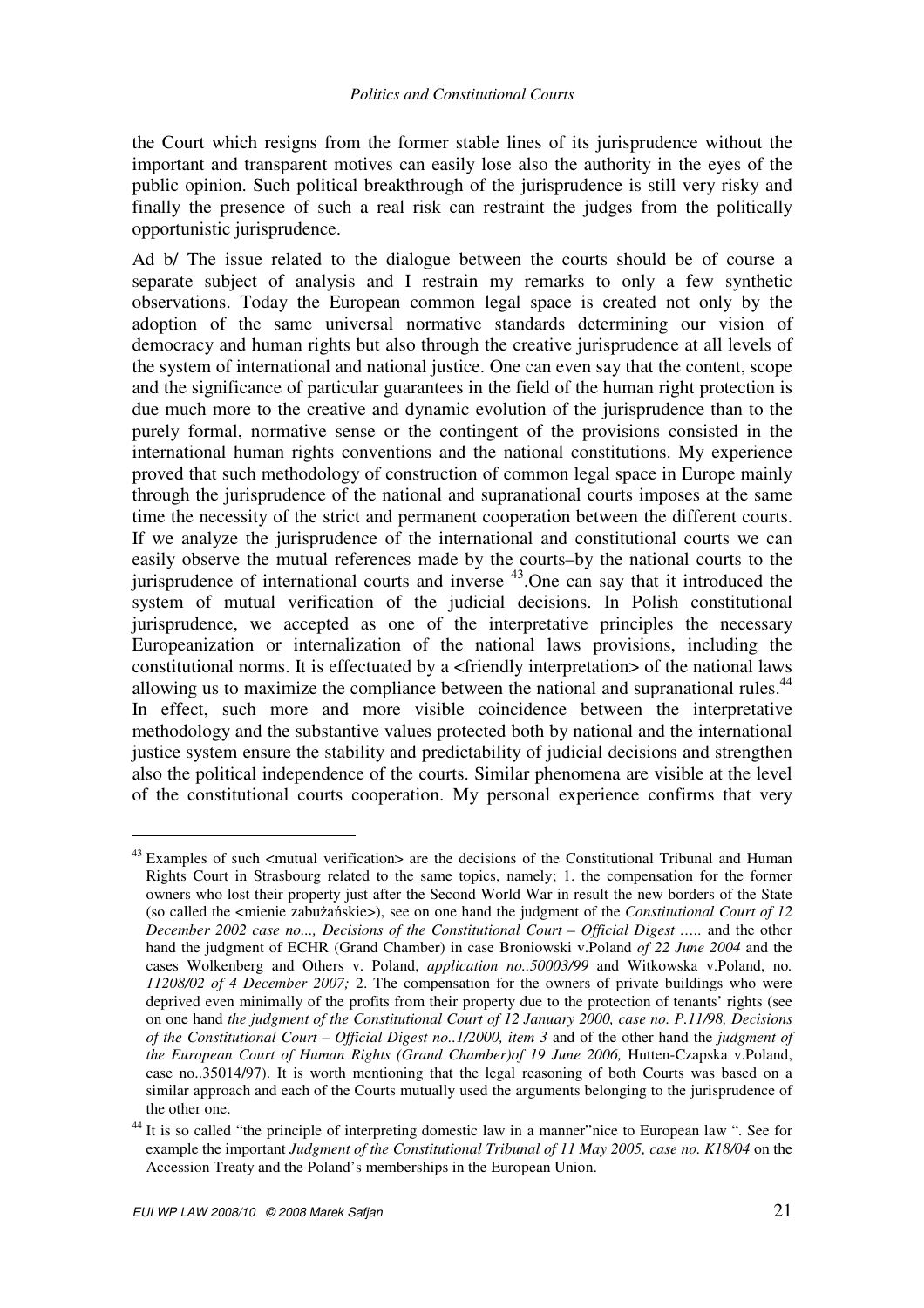the Court which resigns from the former stable lines of its jurisprudence without the important and transparent motives can easily lose also the authority in the eyes of the public opinion. Such political breakthrough of the jurisprudence is still very risky and finally the presence of such a real risk can restraint the judges from the politically opportunistic jurisprudence.

Ad b/ The issue related to the dialogue between the courts should be of course a separate subject of analysis and I restrain my remarks to only a few synthetic observations. Today the European common legal space is created not only by the adoption of the same universal normative standards determining our vision of democracy and human rights but also through the creative jurisprudence at all levels of the system of international and national justice. One can even say that the content, scope and the significance of particular guarantees in the field of the human right protection is due much more to the creative and dynamic evolution of the jurisprudence than to the purely formal, normative sense or the contingent of the provisions consisted in the international human rights conventions and the national constitutions. My experience proved that such methodology of construction of common legal space in Europe mainly through the jurisprudence of the national and supranational courts imposes at the same time the necessity of the strict and permanent cooperation between the different courts. If we analyze the jurisprudence of the international and constitutional courts we can easily observe the mutual references made by the courts–by the national courts to the jurisprudence of international courts and inverse [43].One can say that it introduced the system of mutual verification of the judicial decisions. In Polish constitutional jurisprudence, we accepted as one of the interpretative principles the necessary Europeanization or internalization of the national laws provisions, including the constitutional norms. It is effectuated by a <friendly interpretation> of the national laws allowing us to maximize the compliance between the national and supranational rules.[44] In effect, such more and more visible coincidence between the interpretative methodology and the substantive values protected both by national and the international justice system ensure the stability and predictability of judicial decisions and strengthen also the political independence of the courts. Similar phenomena are visible at the level of the constitutional courts cooperation. My personal experience confirms that very

---

[43] Examples of such <mutual verification> are the decisions of the Constitutional Tribunal and Human Rights Court in Strasbourg related to the same topics, namely; 1. the compensation for the former owners who lost their property just after the Second World War in result the new borders of the State (so called the <mienie zabużańskie>), see on one hand the judgment of the *Constitutional Court of 12 December 2002 case no..., Decisions of the Constitutional Court – Official Digest …..* and the other hand the judgment of ECHR (Grand Chamber) in case Broniowski v.Poland *of 22 June 2004* and the cases Wolkenberg and Others v. Poland, *application no..50003/99* and Witkowska v.Poland, no. *11208/02 of 4 December 2007;* 2. The compensation for the owners of private buildings who were deprived even minimally of the profits from their property due to the protection of tenants' rights (see on one hand *the judgment of the Constitutional Court of 12 January 2000, case no. P.11/98, Decisions of the Constitutional Court – Official Digest no..1/2000, item 3* and of the other hand the *judgment of the European Court of Human Rights (Grand Chamber)of 19 June 2006,* Hutten-Czapska v.Poland, case no..35014/97). It is worth mentioning that the legal reasoning of both Courts was based on a similar approach and each of the Courts mutually used the arguments belonging to the jurisprudence of the other one.

[44] It is so called "the principle of interpreting domestic law in a manner"nice to European law ". See for example the important *Judgment of the Constitutional Tribunal of 11 May 2005, case no. K18/04* on the Accession Treaty and the Poland's memberships in the European Union.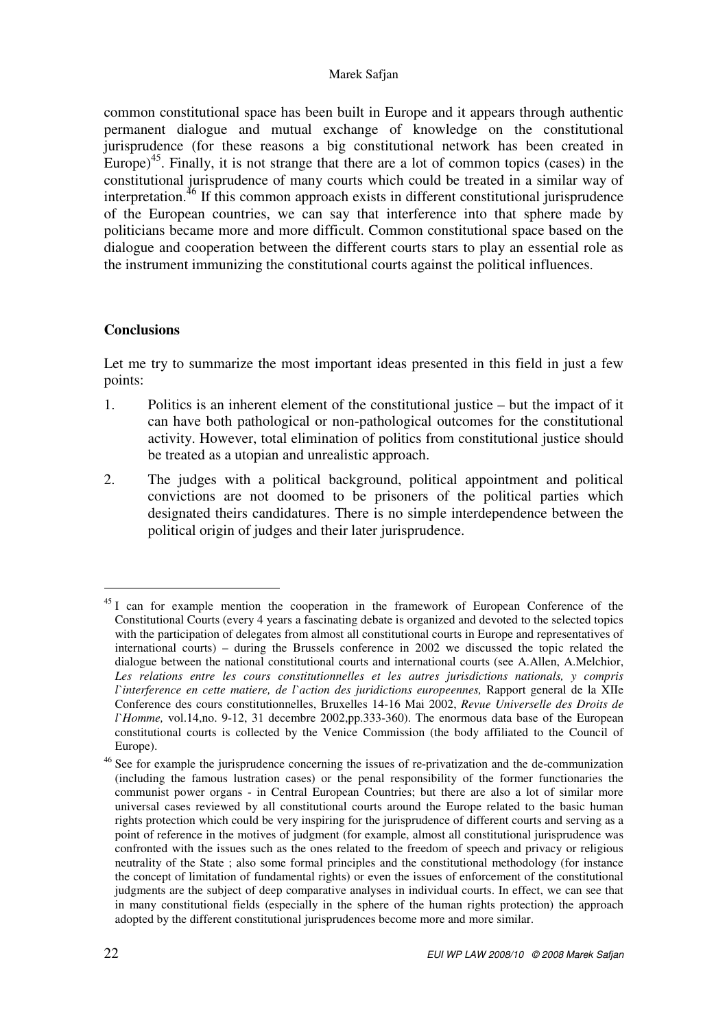common constitutional space has been built in Europe and it appears through authentic permanent dialogue and mutual exchange of knowledge on the constitutional jurisprudence (for these reasons a big constitutional network has been created in Europe)[45]. Finally, it is not strange that there are a lot of common topics (cases) in the constitutional jurisprudence of many courts which could be treated in a similar way of interpretation.[46] If this common approach exists in different constitutional jurisprudence of the European countries, we can say that interference into that sphere made by politicians became more and more difficult. Common constitutional space based on the dialogue and cooperation between the different courts stars to play an essential role as the instrument immunizing the constitutional courts against the political influences.

## Conclusions

Let me try to summarize the most important ideas presented in this field in just a few points:

1. Politics is an inherent element of the constitutional justice – but the impact of it can have both pathological or non-pathological outcomes for the constitutional activity. However, total elimination of politics from constitutional justice should be treated as a utopian and unrealistic approach.
2. The judges with a political background, political appointment and political convictions are not doomed to be prisoners of the political parties which designated theirs candidatures. There is no simple interdependence between the political origin of judges and their later jurisprudence.

---

[45] I can for example mention the cooperation in the framework of European Conference of the Constitutional Courts (every 4 years a fascinating debate is organized and devoted to the selected topics with the participation of delegates from almost all constitutional courts in Europe and representatives of international courts) – during the Brussels conference in 2002 we discussed the topic related the dialogue between the national constitutional courts and international courts (see A.Allen, A.Melchior, *Les relations entre les cours constitutionnelles et les autres jurisdictions nationals, y compris l`interference en cette matiere, de l`action des juridictions europeennes,* Rapport general de la XIIe Conference des cours constitutionnelles, Bruxelles 14-16 Mai 2002, *Revue Universelle des Droits de l`Homme,* vol.14,no. 9-12, 31 decembre 2002,pp.333-360). The enormous data base of the European constitutional courts is collected by the Venice Commission (the body affiliated to the Council of Europe).

[46] See for example the jurisprudence concerning the issues of re-privatization and the de-communization (including the famous lustration cases) or the penal responsibility of the former functionaries the communist power organs - in Central European Countries; but there are also a lot of similar more universal cases reviewed by all constitutional courts around the Europe related to the basic human rights protection which could be very inspiring for the jurisprudence of different courts and serving as a point of reference in the motives of judgment (for example, almost all constitutional jurisprudence was confronted with the issues such as the ones related to the freedom of speech and privacy or religious neutrality of the State ; also some formal principles and the constitutional methodology (for instance the concept of limitation of fundamental rights) or even the issues of enforcement of the constitutional judgments are the subject of deep comparative analyses in individual courts. In effect, we can see that in many constitutional fields (especially in the sphere of the human rights protection) the approach adopted by the different constitutional jurisprudences become more and more similar.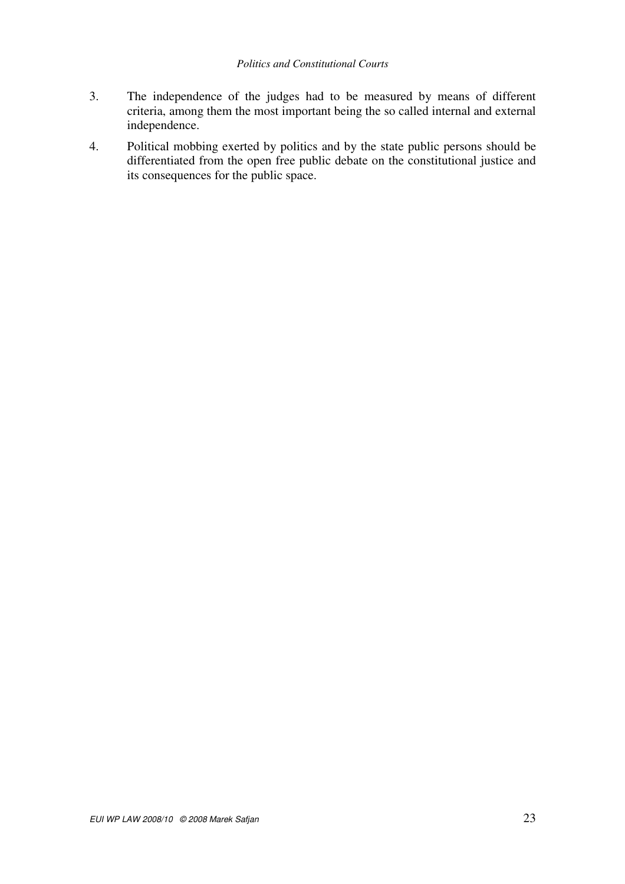3. The independence of the judges had to be measured by means of different criteria, among them the most important being the so called internal and external independence.

4. Political mobbing exerted by politics and by the state public persons should be differentiated from the open free public debate on the constitutional justice and its consequences for the public space.